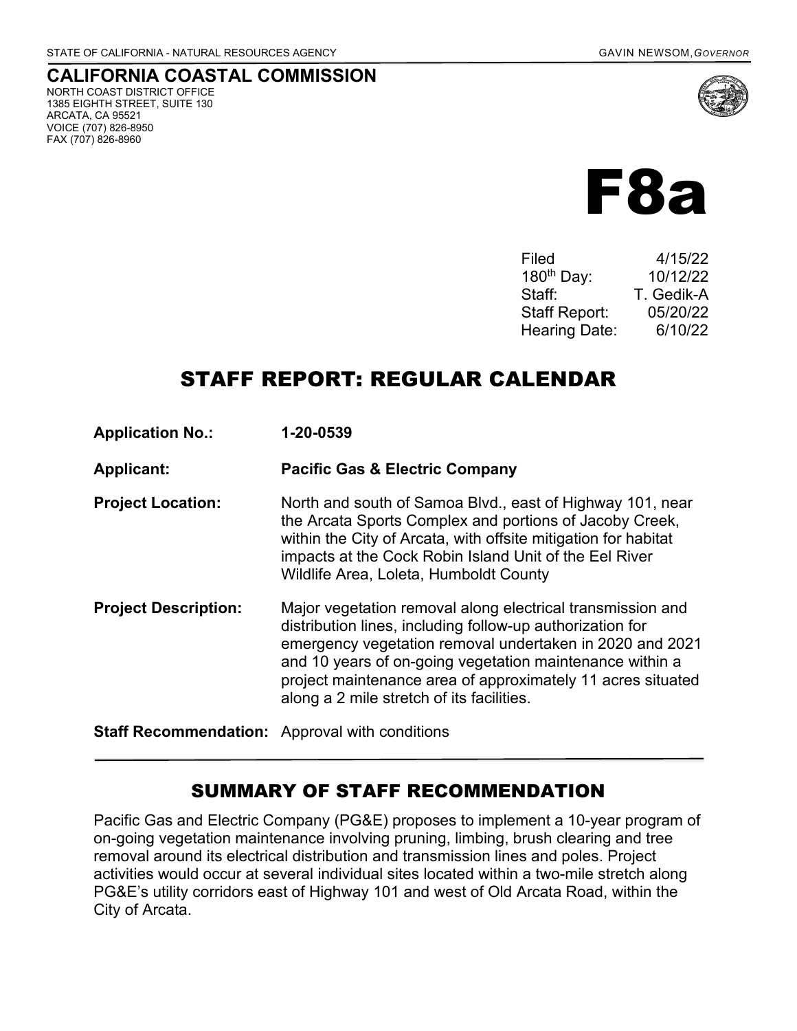STATE OF CALIFORNIA - NATURAL RESOURCES AGENCY GAVIN NEWSOM, *GOVERNOR*

**CALIFORNIA COASTAL COMMISSION**
NORTH COAST DISTRICT OFFICE
1385 EIGHTH STREET, SUITE 130
ARCATA, CA 95521
VOICE (707) 826-8950
FAX (707) 826-8960

# F8a

| | |
|---|---|
| Filed | 4/15/22 |
| 180th Day: | 10/12/22 |
| Staff: | T. Gedik-A |
| Staff Report: | 05/20/22 |
| Hearing Date: | 6/10/22 |

# STAFF REPORT: REGULAR CALENDAR

**Application No.:** **1-20-0539**

**Applicant:** **Pacific Gas & Electric Company**

**Project Location:** North and south of Samoa Blvd., east of Highway 101, near the Arcata Sports Complex and portions of Jacoby Creek, within the City of Arcata, with offsite mitigation for habitat impacts at the Cock Robin Island Unit of the Eel River Wildlife Area, Loleta, Humboldt County

**Project Description:** Major vegetation removal along electrical transmission and distribution lines, including follow-up authorization for emergency vegetation removal undertaken in 2020 and 2021 and 10 years of on-going vegetation maintenance within a project maintenance area of approximately 11 acres situated along a 2 mile stretch of its facilities.

**Staff Recommendation:** Approval with conditions

## SUMMARY OF STAFF RECOMMENDATION

Pacific Gas and Electric Company (PG&E) proposes to implement a 10-year program of on-going vegetation maintenance involving pruning, limbing, brush clearing and tree removal around its electrical distribution and transmission lines and poles. Project activities would occur at several individual sites located within a two-mile stretch along PG&E's utility corridors east of Highway 101 and west of Old Arcata Road, within the City of Arcata.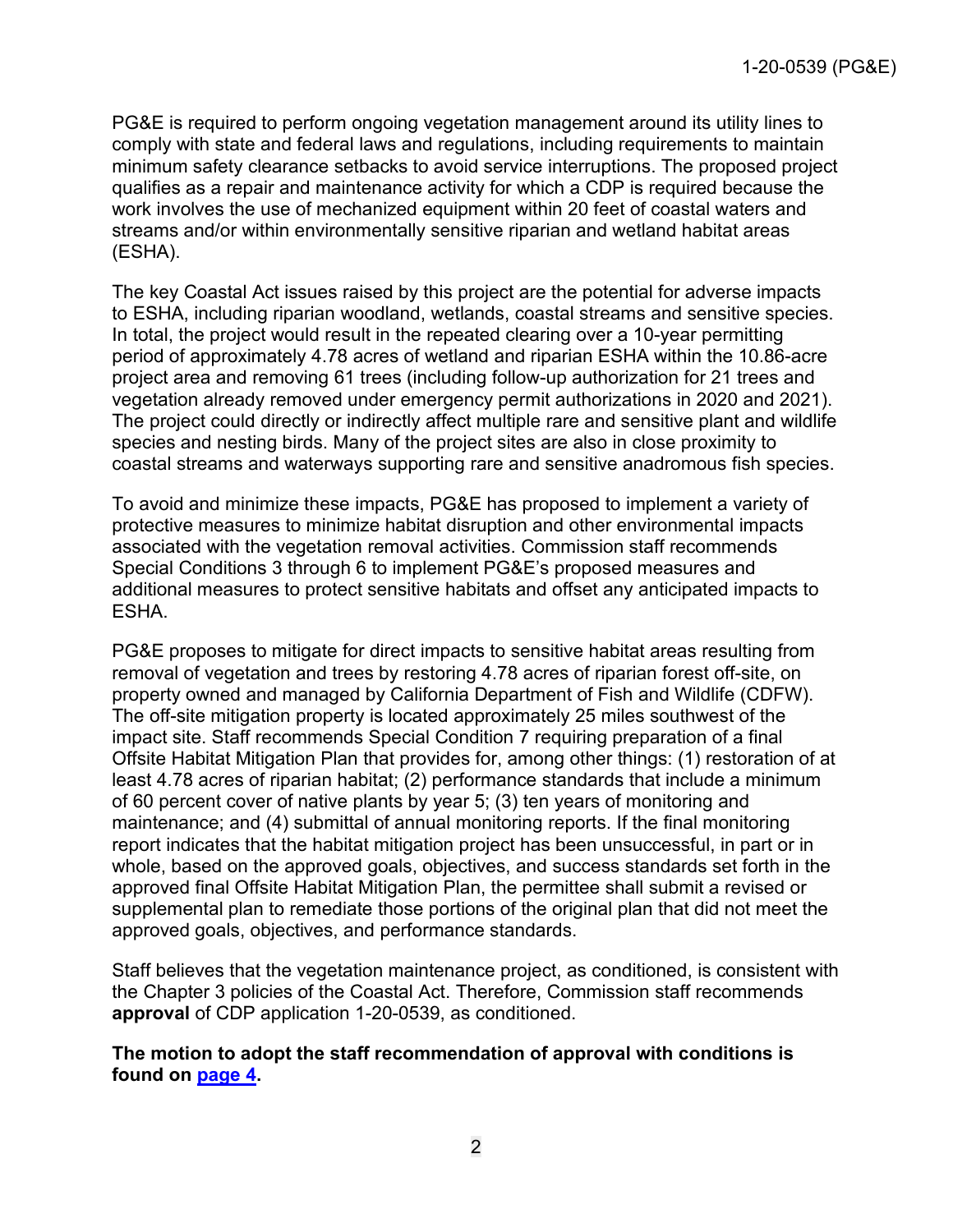PG&E is required to perform ongoing vegetation management around its utility lines to comply with state and federal laws and regulations, including requirements to maintain minimum safety clearance setbacks to avoid service interruptions. The proposed project qualifies as a repair and maintenance activity for which a CDP is required because the work involves the use of mechanized equipment within 20 feet of coastal waters and streams and/or within environmentally sensitive riparian and wetland habitat areas (ESHA).

The key Coastal Act issues raised by this project are the potential for adverse impacts to ESHA, including riparian woodland, wetlands, coastal streams and sensitive species. In total, the project would result in the repeated clearing over a 10-year permitting period of approximately 4.78 acres of wetland and riparian ESHA within the 10.86-acre project area and removing 61 trees (including follow-up authorization for 21 trees and vegetation already removed under emergency permit authorizations in 2020 and 2021). The project could directly or indirectly affect multiple rare and sensitive plant and wildlife species and nesting birds. Many of the project sites are also in close proximity to coastal streams and waterways supporting rare and sensitive anadromous fish species.

To avoid and minimize these impacts, PG&E has proposed to implement a variety of protective measures to minimize habitat disruption and other environmental impacts associated with the vegetation removal activities. Commission staff recommends Special Conditions 3 through 6 to implement PG&E's proposed measures and additional measures to protect sensitive habitats and offset any anticipated impacts to ESHA.

PG&E proposes to mitigate for direct impacts to sensitive habitat areas resulting from removal of vegetation and trees by restoring 4.78 acres of riparian forest off-site, on property owned and managed by California Department of Fish and Wildlife (CDFW). The off-site mitigation property is located approximately 25 miles southwest of the impact site. Staff recommends Special Condition 7 requiring preparation of a final Offsite Habitat Mitigation Plan that provides for, among other things: (1) restoration of at least 4.78 acres of riparian habitat; (2) performance standards that include a minimum of 60 percent cover of native plants by year 5; (3) ten years of monitoring and maintenance; and (4) submittal of annual monitoring reports. If the final monitoring report indicates that the habitat mitigation project has been unsuccessful, in part or in whole, based on the approved goals, objectives, and success standards set forth in the approved final Offsite Habitat Mitigation Plan, the permittee shall submit a revised or supplemental plan to remediate those portions of the original plan that did not meet the approved goals, objectives, and performance standards.

Staff believes that the vegetation maintenance project, as conditioned, is consistent with the Chapter 3 policies of the Coastal Act. Therefore, Commission staff recommends **approval** of CDP application 1-20-0539, as conditioned.

**The motion to adopt the staff recommendation of approval with conditions is found on page 4.**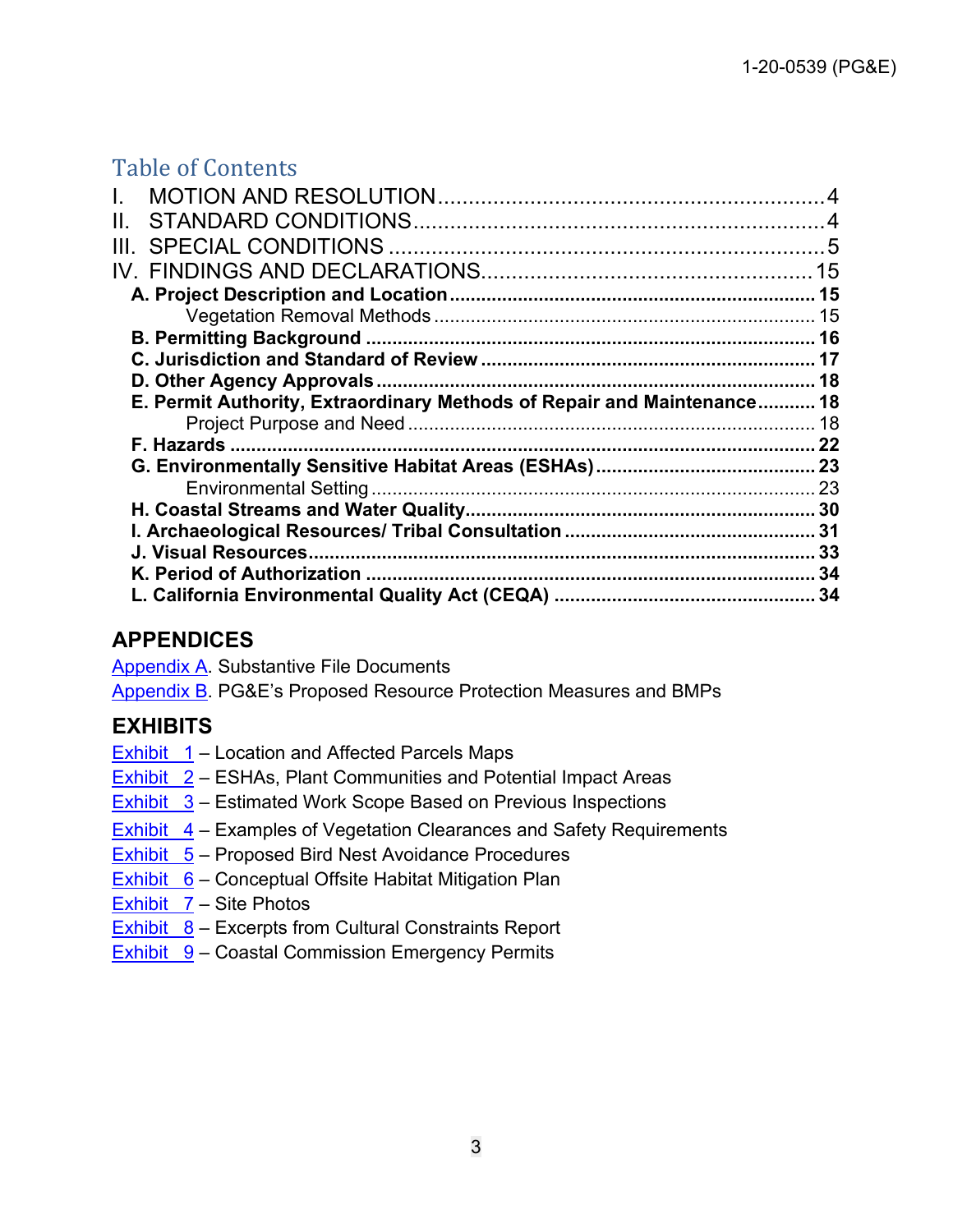## Table of Contents

I. MOTION AND RESOLUTION .......... 4
II. STANDARD CONDITIONS .......... 4
III. SPECIAL CONDITIONS .......... 5
IV. FINDINGS AND DECLARATIONS .......... 15
- **A. Project Description and Location .......... 15**
  - Vegetation Removal Methods .......... 15
- **B. Permitting Background .......... 16**
- **C. Jurisdiction and Standard of Review .......... 17**
- **D. Other Agency Approvals .......... 18**
- **E. Permit Authority, Extraordinary Methods of Repair and Maintenance .......... 18**
  - Project Purpose and Need .......... 18
- **F. Hazards .......... 22**
- **G. Environmentally Sensitive Habitat Areas (ESHAs) .......... 23**
  - Environmental Setting .......... 23
- **H. Coastal Streams and Water Quality .......... 30**
- **I. Archaeological Resources/ Tribal Consultation .......... 31**
- **J. Visual Resources .......... 33**
- **K. Period of Authorization .......... 34**
- **L. California Environmental Quality Act (CEQA) .......... 34**

## APPENDICES

Appendix A. Substantive File Documents
Appendix B. PG&E's Proposed Resource Protection Measures and BMPs

## EXHIBITS

Exhibit 1 – Location and Affected Parcels Maps
Exhibit 2 – ESHAs, Plant Communities and Potential Impact Areas
Exhibit 3 – Estimated Work Scope Based on Previous Inspections
Exhibit 4 – Examples of Vegetation Clearances and Safety Requirements
Exhibit 5 – Proposed Bird Nest Avoidance Procedures
Exhibit 6 – Conceptual Offsite Habitat Mitigation Plan
Exhibit 7 – Site Photos
Exhibit 8 – Excerpts from Cultural Constraints Report
Exhibit 9 – Coastal Commission Emergency Permits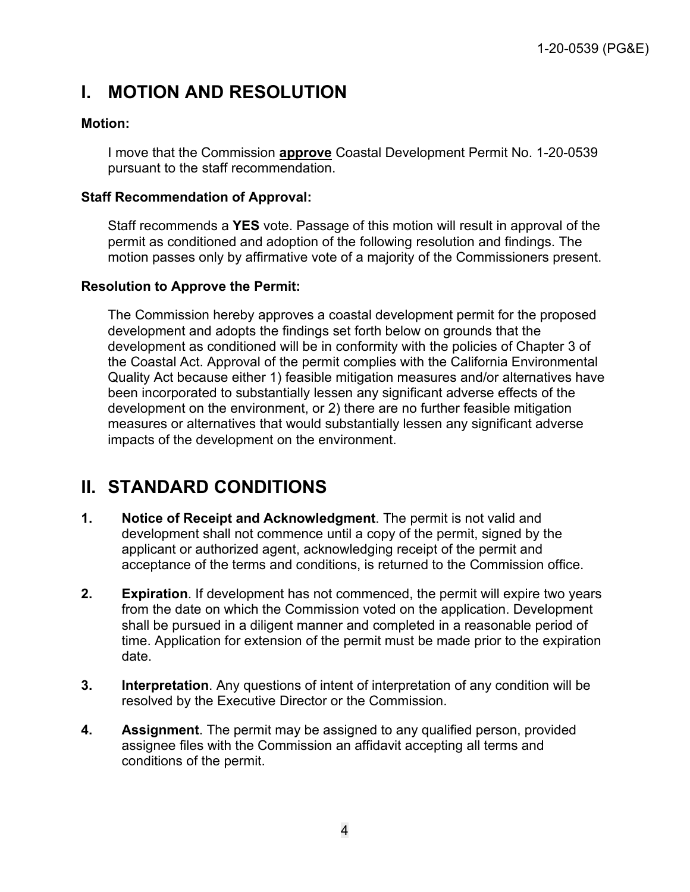# I. MOTION AND RESOLUTION

**Motion:**

I move that the Commission **approve** Coastal Development Permit No. 1-20-0539 pursuant to the staff recommendation.

**Staff Recommendation of Approval:**

Staff recommends a **YES** vote. Passage of this motion will result in approval of the permit as conditioned and adoption of the following resolution and findings. The motion passes only by affirmative vote of a majority of the Commissioners present.

**Resolution to Approve the Permit:**

The Commission hereby approves a coastal development permit for the proposed development and adopts the findings set forth below on grounds that the development as conditioned will be in conformity with the policies of Chapter 3 of the Coastal Act. Approval of the permit complies with the California Environmental Quality Act because either 1) feasible mitigation measures and/or alternatives have been incorporated to substantially lessen any significant adverse effects of the development on the environment, or 2) there are no further feasible mitigation measures or alternatives that would substantially lessen any significant adverse impacts of the development on the environment.

# II. STANDARD CONDITIONS

1. **Notice of Receipt and Acknowledgment**. The permit is not valid and development shall not commence until a copy of the permit, signed by the applicant or authorized agent, acknowledging receipt of the permit and acceptance of the terms and conditions, is returned to the Commission office.

2. **Expiration**. If development has not commenced, the permit will expire two years from the date on which the Commission voted on the application. Development shall be pursued in a diligent manner and completed in a reasonable period of time. Application for extension of the permit must be made prior to the expiration date.

3. **Interpretation**. Any questions of intent of interpretation of any condition will be resolved by the Executive Director or the Commission.

4. **Assignment**. The permit may be assigned to any qualified person, provided assignee files with the Commission an affidavit accepting all terms and conditions of the permit.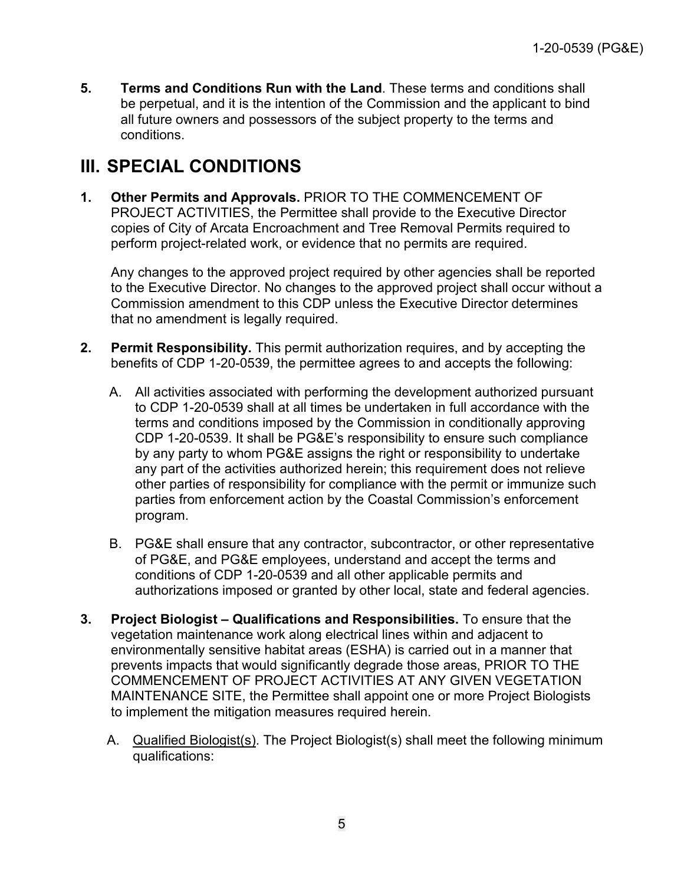**5. Terms and Conditions Run with the Land**. These terms and conditions shall be perpetual, and it is the intention of the Commission and the applicant to bind all future owners and possessors of the subject property to the terms and conditions.

# III. SPECIAL CONDITIONS

**1. Other Permits and Approvals.** PRIOR TO THE COMMENCEMENT OF PROJECT ACTIVITIES, the Permittee shall provide to the Executive Director copies of City of Arcata Encroachment and Tree Removal Permits required to perform project-related work, or evidence that no permits are required.

Any changes to the approved project required by other agencies shall be reported to the Executive Director. No changes to the approved project shall occur without a Commission amendment to this CDP unless the Executive Director determines that no amendment is legally required.

**2. Permit Responsibility.** This permit authorization requires, and by accepting the benefits of CDP 1-20-0539, the permittee agrees to and accepts the following:

A. All activities associated with performing the development authorized pursuant to CDP 1-20-0539 shall at all times be undertaken in full accordance with the terms and conditions imposed by the Commission in conditionally approving CDP 1-20-0539. It shall be PG&E's responsibility to ensure such compliance by any party to whom PG&E assigns the right or responsibility to undertake any part of the activities authorized herein; this requirement does not relieve other parties of responsibility for compliance with the permit or immunize such parties from enforcement action by the Coastal Commission's enforcement program.

B. PG&E shall ensure that any contractor, subcontractor, or other representative of PG&E, and PG&E employees, understand and accept the terms and conditions of CDP 1-20-0539 and all other applicable permits and authorizations imposed or granted by other local, state and federal agencies.

**3. Project Biologist – Qualifications and Responsibilities.** To ensure that the vegetation maintenance work along electrical lines within and adjacent to environmentally sensitive habitat areas (ESHA) is carried out in a manner that prevents impacts that would significantly degrade those areas, PRIOR TO THE COMMENCEMENT OF PROJECT ACTIVITIES AT ANY GIVEN VEGETATION MAINTENANCE SITE, the Permittee shall appoint one or more Project Biologists to implement the mitigation measures required herein.

A. <u>Qualified Biologist(s)</u>. The Project Biologist(s) shall meet the following minimum qualifications: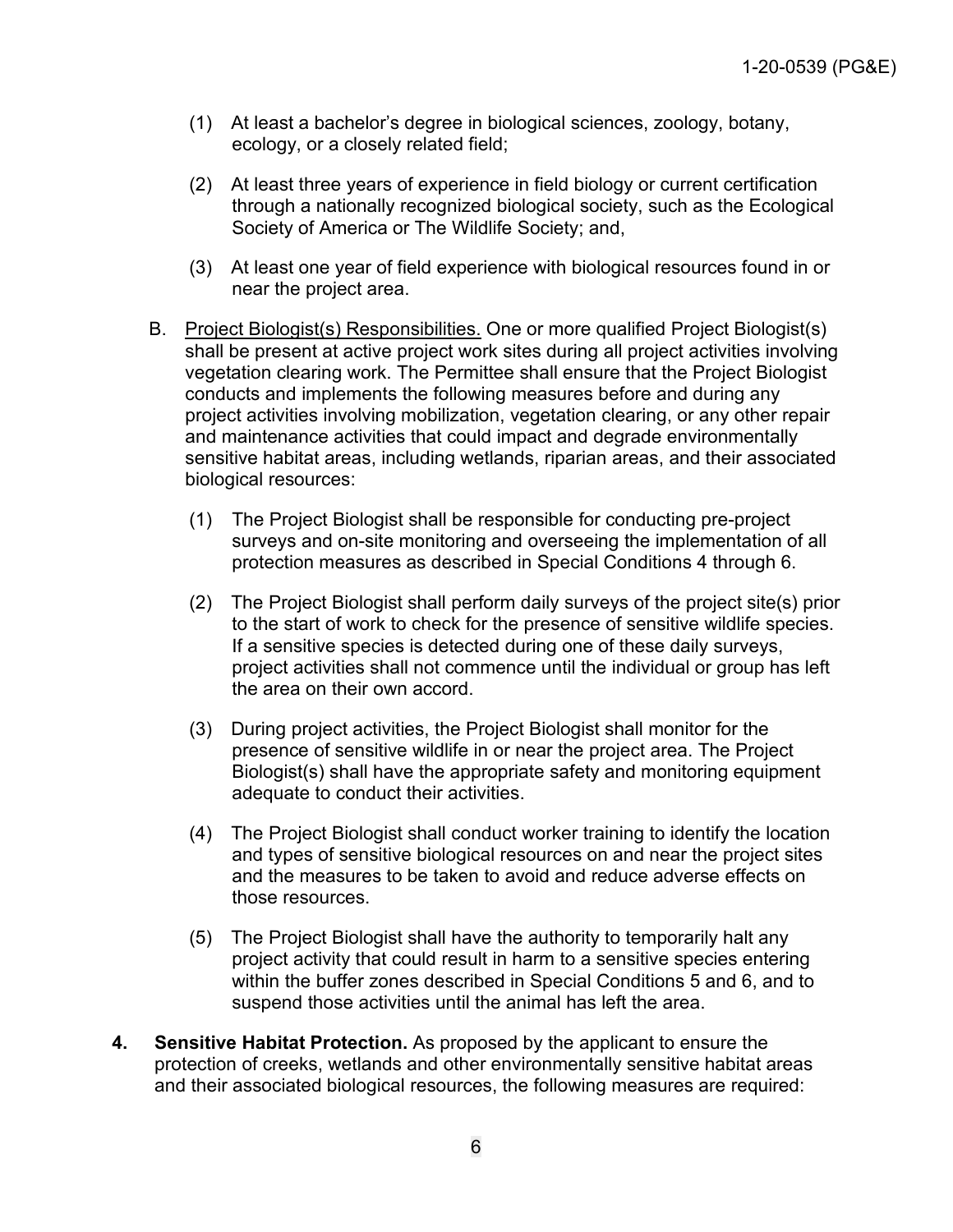(1) At least a bachelor's degree in biological sciences, zoology, botany, ecology, or a closely related field;

(2) At least three years of experience in field biology or current certification through a nationally recognized biological society, such as the Ecological Society of America or The Wildlife Society; and,

(3) At least one year of field experience with biological resources found in or near the project area.

B. Project Biologist(s) Responsibilities. One or more qualified Project Biologist(s) shall be present at active project work sites during all project activities involving vegetation clearing work. The Permittee shall ensure that the Project Biologist conducts and implements the following measures before and during any project activities involving mobilization, vegetation clearing, or any other repair and maintenance activities that could impact and degrade environmentally sensitive habitat areas, including wetlands, riparian areas, and their associated biological resources:

(1) The Project Biologist shall be responsible for conducting pre-project surveys and on-site monitoring and overseeing the implementation of all protection measures as described in Special Conditions 4 through 6.

(2) The Project Biologist shall perform daily surveys of the project site(s) prior to the start of work to check for the presence of sensitive wildlife species. If a sensitive species is detected during one of these daily surveys, project activities shall not commence until the individual or group has left the area on their own accord.

(3) During project activities, the Project Biologist shall monitor for the presence of sensitive wildlife in or near the project area. The Project Biologist(s) shall have the appropriate safety and monitoring equipment adequate to conduct their activities.

(4) The Project Biologist shall conduct worker training to identify the location and types of sensitive biological resources on and near the project sites and the measures to be taken to avoid and reduce adverse effects on those resources.

(5) The Project Biologist shall have the authority to temporarily halt any project activity that could result in harm to a sensitive species entering within the buffer zones described in Special Conditions 5 and 6, and to suspend those activities until the animal has left the area.

4. **Sensitive Habitat Protection.** As proposed by the applicant to ensure the protection of creeks, wetlands and other environmentally sensitive habitat areas and their associated biological resources, the following measures are required: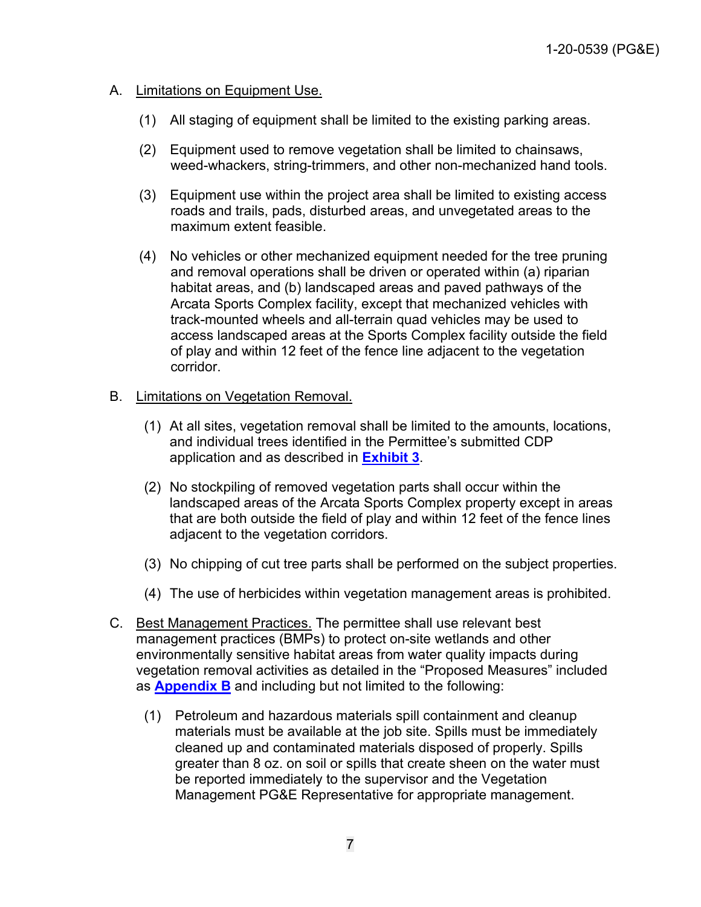A. Limitations on Equipment Use.

   (1) All staging of equipment shall be limited to the existing parking areas.

   (2) Equipment used to remove vegetation shall be limited to chainsaws, weed-whackers, string-trimmers, and other non-mechanized hand tools.

   (3) Equipment use within the project area shall be limited to existing access roads and trails, pads, disturbed areas, and unvegetated areas to the maximum extent feasible.

   (4) No vehicles or other mechanized equipment needed for the tree pruning and removal operations shall be driven or operated within (a) riparian habitat areas, and (b) landscaped areas and paved pathways of the Arcata Sports Complex facility, except that mechanized vehicles with track-mounted wheels and all-terrain quad vehicles may be used to access landscaped areas at the Sports Complex facility outside the field of play and within 12 feet of the fence line adjacent to the vegetation corridor.

B. Limitations on Vegetation Removal.

   (1) At all sites, vegetation removal shall be limited to the amounts, locations, and individual trees identified in the Permittee's submitted CDP application and as described in **Exhibit 3**.

   (2) No stockpiling of removed vegetation parts shall occur within the landscaped areas of the Arcata Sports Complex property except in areas that are both outside the field of play and within 12 feet of the fence lines adjacent to the vegetation corridors.

   (3) No chipping of cut tree parts shall be performed on the subject properties.

   (4) The use of herbicides within vegetation management areas is prohibited.

C. Best Management Practices. The permittee shall use relevant best management practices (BMPs) to protect on-site wetlands and other environmentally sensitive habitat areas from water quality impacts during vegetation removal activities as detailed in the "Proposed Measures" included as **Appendix B** and including but not limited to the following:

   (1) Petroleum and hazardous materials spill containment and cleanup materials must be available at the job site. Spills must be immediately cleaned up and contaminated materials disposed of properly. Spills greater than 8 oz. on soil or spills that create sheen on the water must be reported immediately to the supervisor and the Vegetation Management PG&E Representative for appropriate management.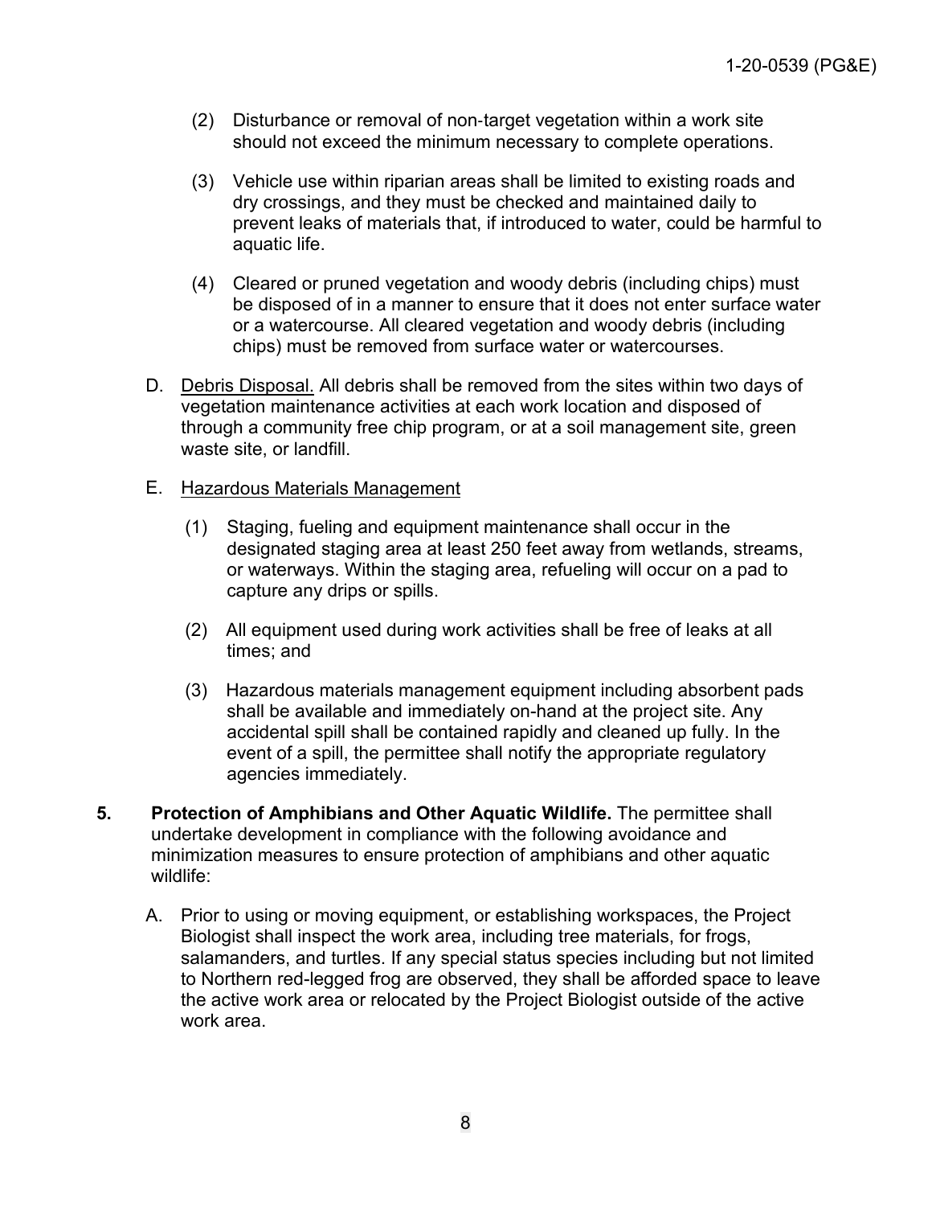(2) Disturbance or removal of non-target vegetation within a work site should not exceed the minimum necessary to complete operations.

(3) Vehicle use within riparian areas shall be limited to existing roads and dry crossings, and they must be checked and maintained daily to prevent leaks of materials that, if introduced to water, could be harmful to aquatic life.

(4) Cleared or pruned vegetation and woody debris (including chips) must be disposed of in a manner to ensure that it does not enter surface water or a watercourse. All cleared vegetation and woody debris (including chips) must be removed from surface water or watercourses.

D. Debris Disposal. All debris shall be removed from the sites within two days of vegetation maintenance activities at each work location and disposed of through a community free chip program, or at a soil management site, green waste site, or landfill.

E. Hazardous Materials Management

(1) Staging, fueling and equipment maintenance shall occur in the designated staging area at least 250 feet away from wetlands, streams, or waterways. Within the staging area, refueling will occur on a pad to capture any drips or spills.

(2) All equipment used during work activities shall be free of leaks at all times; and

(3) Hazardous materials management equipment including absorbent pads shall be available and immediately on-hand at the project site. Any accidental spill shall be contained rapidly and cleaned up fully. In the event of a spill, the permittee shall notify the appropriate regulatory agencies immediately.

**5. Protection of Amphibians and Other Aquatic Wildlife.** The permittee shall undertake development in compliance with the following avoidance and minimization measures to ensure protection of amphibians and other aquatic wildlife:

A. Prior to using or moving equipment, or establishing workspaces, the Project Biologist shall inspect the work area, including tree materials, for frogs, salamanders, and turtles. If any special status species including but not limited to Northern red-legged frog are observed, they shall be afforded space to leave the active work area or relocated by the Project Biologist outside of the active work area.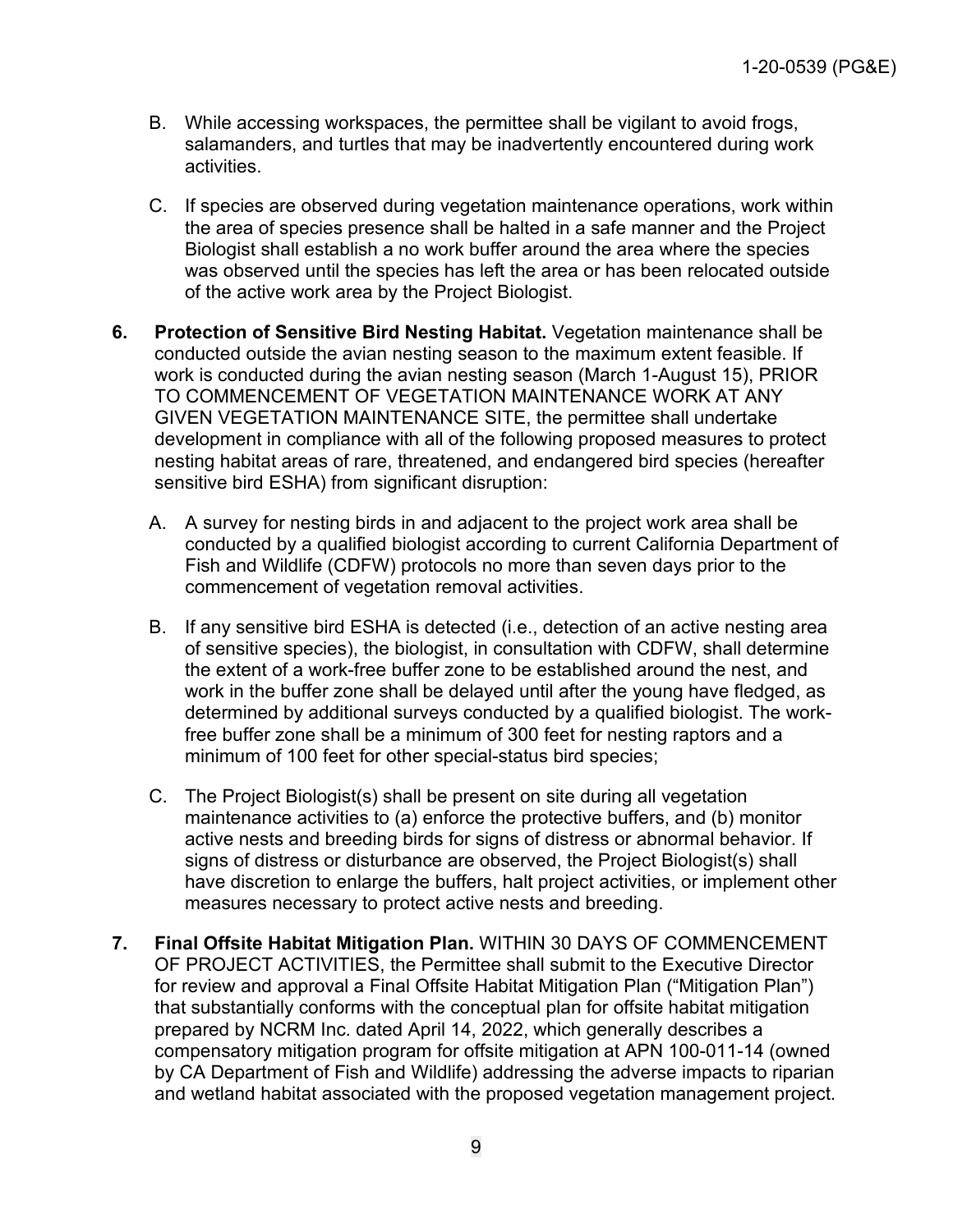B. While accessing workspaces, the permittee shall be vigilant to avoid frogs, salamanders, and turtles that may be inadvertently encountered during work activities.

C. If species are observed during vegetation maintenance operations, work within the area of species presence shall be halted in a safe manner and the Project Biologist shall establish a no work buffer around the area where the species was observed until the species has left the area or has been relocated outside of the active work area by the Project Biologist.

**6. Protection of Sensitive Bird Nesting Habitat.** Vegetation maintenance shall be conducted outside the avian nesting season to the maximum extent feasible. If work is conducted during the avian nesting season (March 1-August 15), PRIOR TO COMMENCEMENT OF VEGETATION MAINTENANCE WORK AT ANY GIVEN VEGETATION MAINTENANCE SITE, the permittee shall undertake development in compliance with all of the following proposed measures to protect nesting habitat areas of rare, threatened, and endangered bird species (hereafter sensitive bird ESHA) from significant disruption:

A. A survey for nesting birds in and adjacent to the project work area shall be conducted by a qualified biologist according to current California Department of Fish and Wildlife (CDFW) protocols no more than seven days prior to the commencement of vegetation removal activities.

B. If any sensitive bird ESHA is detected (i.e., detection of an active nesting area of sensitive species), the biologist, in consultation with CDFW, shall determine the extent of a work-free buffer zone to be established around the nest, and work in the buffer zone shall be delayed until after the young have fledged, as determined by additional surveys conducted by a qualified biologist. The work-free buffer zone shall be a minimum of 300 feet for nesting raptors and a minimum of 100 feet for other special-status bird species;

C. The Project Biologist(s) shall be present on site during all vegetation maintenance activities to (a) enforce the protective buffers, and (b) monitor active nests and breeding birds for signs of distress or abnormal behavior. If signs of distress or disturbance are observed, the Project Biologist(s) shall have discretion to enlarge the buffers, halt project activities, or implement other measures necessary to protect active nests and breeding.

**7. Final Offsite Habitat Mitigation Plan.** WITHIN 30 DAYS OF COMMENCEMENT OF PROJECT ACTIVITIES, the Permittee shall submit to the Executive Director for review and approval a Final Offsite Habitat Mitigation Plan ("Mitigation Plan") that substantially conforms with the conceptual plan for offsite habitat mitigation prepared by NCRM Inc. dated April 14, 2022, which generally describes a compensatory mitigation program for offsite mitigation at APN 100-011-14 (owned by CA Department of Fish and Wildlife) addressing the adverse impacts to riparian and wetland habitat associated with the proposed vegetation management project.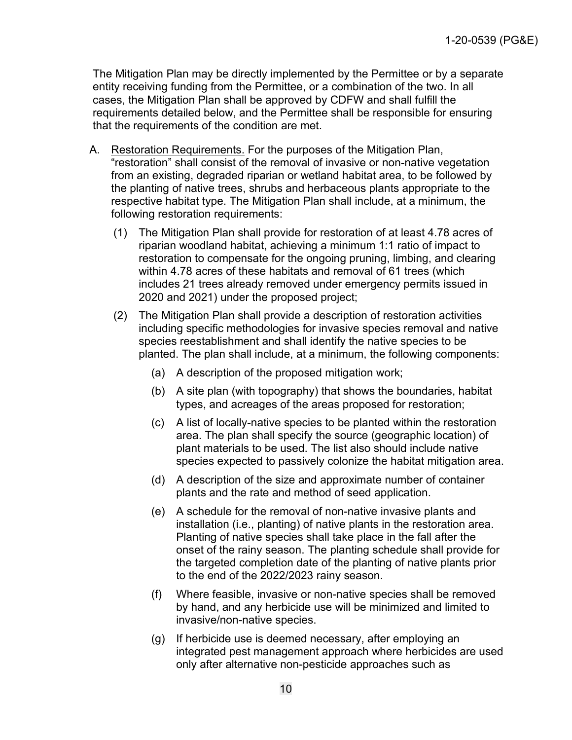The Mitigation Plan may be directly implemented by the Permittee or by a separate entity receiving funding from the Permittee, or a combination of the two. In all cases, the Mitigation Plan shall be approved by CDFW and shall fulfill the requirements detailed below, and the Permittee shall be responsible for ensuring that the requirements of the condition are met.

A. Restoration Requirements. For the purposes of the Mitigation Plan, "restoration" shall consist of the removal of invasive or non-native vegetation from an existing, degraded riparian or wetland habitat area, to be followed by the planting of native trees, shrubs and herbaceous plants appropriate to the respective habitat type. The Mitigation Plan shall include, at a minimum, the following restoration requirements:

   (1) The Mitigation Plan shall provide for restoration of at least 4.78 acres of riparian woodland habitat, achieving a minimum 1:1 ratio of impact to restoration to compensate for the ongoing pruning, limbing, and clearing within 4.78 acres of these habitats and removal of 61 trees (which includes 21 trees already removed under emergency permits issued in 2020 and 2021) under the proposed project;

   (2) The Mitigation Plan shall provide a description of restoration activities including specific methodologies for invasive species removal and native species reestablishment and shall identify the native species to be planted. The plan shall include, at a minimum, the following components:

      (a) A description of the proposed mitigation work;

      (b) A site plan (with topography) that shows the boundaries, habitat types, and acreages of the areas proposed for restoration;

      (c) A list of locally-native species to be planted within the restoration area. The plan shall specify the source (geographic location) of plant materials to be used. The list also should include native species expected to passively colonize the habitat mitigation area.

      (d) A description of the size and approximate number of container plants and the rate and method of seed application.

      (e) A schedule for the removal of non-native invasive plants and installation (i.e., planting) of native plants in the restoration area. Planting of native species shall take place in the fall after the onset of the rainy season. The planting schedule shall provide for the targeted completion date of the planting of native plants prior to the end of the 2022/2023 rainy season.

      (f) Where feasible, invasive or non-native species shall be removed by hand, and any herbicide use will be minimized and limited to invasive/non-native species.

      (g) If herbicide use is deemed necessary, after employing an integrated pest management approach where herbicides are used only after alternative non-pesticide approaches such as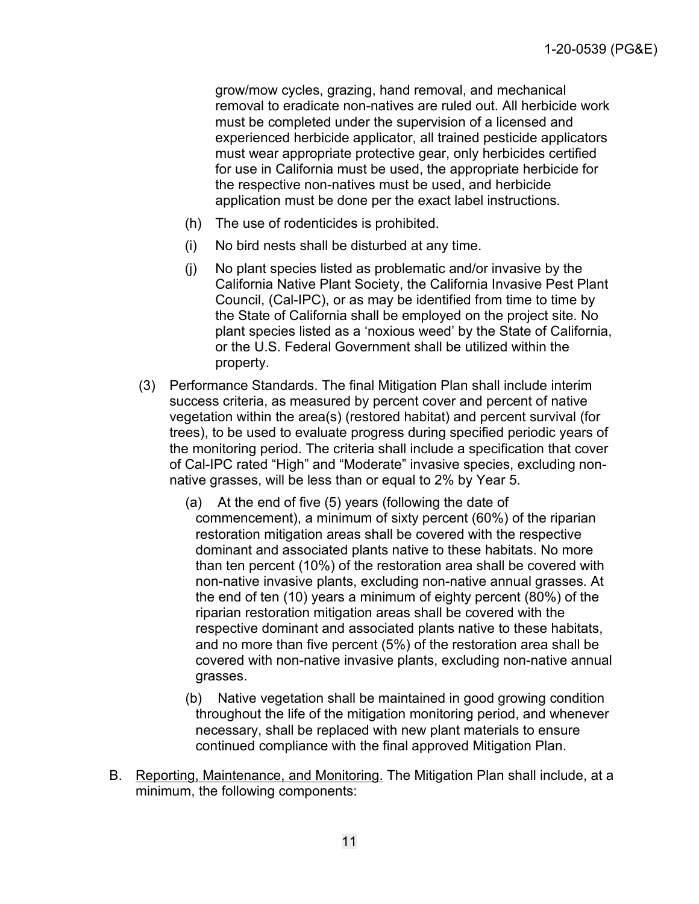grow/mow cycles, grazing, hand removal, and mechanical removal to eradicate non-natives are ruled out. All herbicide work must be completed under the supervision of a licensed and experienced herbicide applicator, all trained pesticide applicators must wear appropriate protective gear, only herbicides certified for use in California must be used, the appropriate herbicide for the respective non-natives must be used, and herbicide application must be done per the exact label instructions.

(h) The use of rodenticides is prohibited.

(i) No bird nests shall be disturbed at any time.

(j) No plant species listed as problematic and/or invasive by the California Native Plant Society, the California Invasive Pest Plant Council, (Cal-IPC), or as may be identified from time to time by the State of California shall be employed on the project site. No plant species listed as a 'noxious weed' by the State of California, or the U.S. Federal Government shall be utilized within the property.

(3) Performance Standards. The final Mitigation Plan shall include interim success criteria, as measured by percent cover and percent of native vegetation within the area(s) (restored habitat) and percent survival (for trees), to be used to evaluate progress during specified periodic years of the monitoring period. The criteria shall include a specification that cover of Cal-IPC rated "High" and "Moderate" invasive species, excluding non-native grasses, will be less than or equal to 2% by Year 5.

(a) At the end of five (5) years (following the date of commencement), a minimum of sixty percent (60%) of the riparian restoration mitigation areas shall be covered with the respective dominant and associated plants native to these habitats. No more than ten percent (10%) of the restoration area shall be covered with non-native invasive plants, excluding non-native annual grasses. At the end of ten (10) years a minimum of eighty percent (80%) of the riparian restoration mitigation areas shall be covered with the respective dominant and associated plants native to these habitats, and no more than five percent (5%) of the restoration area shall be covered with non-native invasive plants, excluding non-native annual grasses.

(b) Native vegetation shall be maintained in good growing condition throughout the life of the mitigation monitoring period, and whenever necessary, shall be replaced with new plant materials to ensure continued compliance with the final approved Mitigation Plan.

B. Reporting, Maintenance, and Monitoring. The Mitigation Plan shall include, at a minimum, the following components: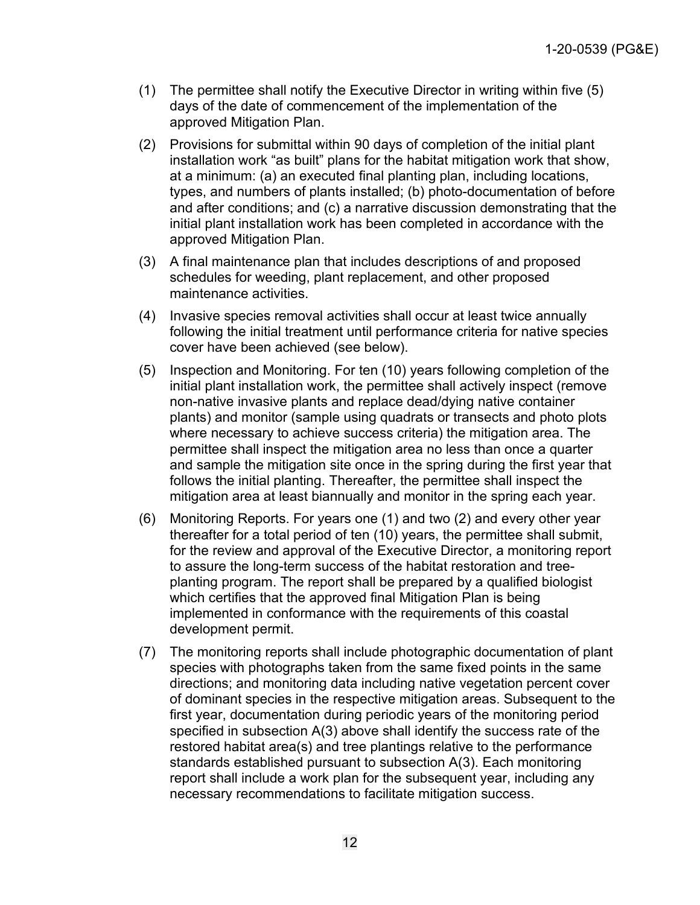(1) The permittee shall notify the Executive Director in writing within five (5) days of the date of commencement of the implementation of the approved Mitigation Plan.

(2) Provisions for submittal within 90 days of completion of the initial plant installation work "as built" plans for the habitat mitigation work that show, at a minimum: (a) an executed final planting plan, including locations, types, and numbers of plants installed; (b) photo-documentation of before and after conditions; and (c) a narrative discussion demonstrating that the initial plant installation work has been completed in accordance with the approved Mitigation Plan.

(3) A final maintenance plan that includes descriptions of and proposed schedules for weeding, plant replacement, and other proposed maintenance activities.

(4) Invasive species removal activities shall occur at least twice annually following the initial treatment until performance criteria for native species cover have been achieved (see below).

(5) Inspection and Monitoring. For ten (10) years following completion of the initial plant installation work, the permittee shall actively inspect (remove non-native invasive plants and replace dead/dying native container plants) and monitor (sample using quadrats or transects and photo plots where necessary to achieve success criteria) the mitigation area. The permittee shall inspect the mitigation area no less than once a quarter and sample the mitigation site once in the spring during the first year that follows the initial planting. Thereafter, the permittee shall inspect the mitigation area at least biannually and monitor in the spring each year.

(6) Monitoring Reports. For years one (1) and two (2) and every other year thereafter for a total period of ten (10) years, the permittee shall submit, for the review and approval of the Executive Director, a monitoring report to assure the long-term success of the habitat restoration and tree-planting program. The report shall be prepared by a qualified biologist which certifies that the approved final Mitigation Plan is being implemented in conformance with the requirements of this coastal development permit.

(7) The monitoring reports shall include photographic documentation of plant species with photographs taken from the same fixed points in the same directions; and monitoring data including native vegetation percent cover of dominant species in the respective mitigation areas. Subsequent to the first year, documentation during periodic years of the monitoring period specified in subsection A(3) above shall identify the success rate of the restored habitat area(s) and tree plantings relative to the performance standards established pursuant to subsection A(3). Each monitoring report shall include a work plan for the subsequent year, including any necessary recommendations to facilitate mitigation success.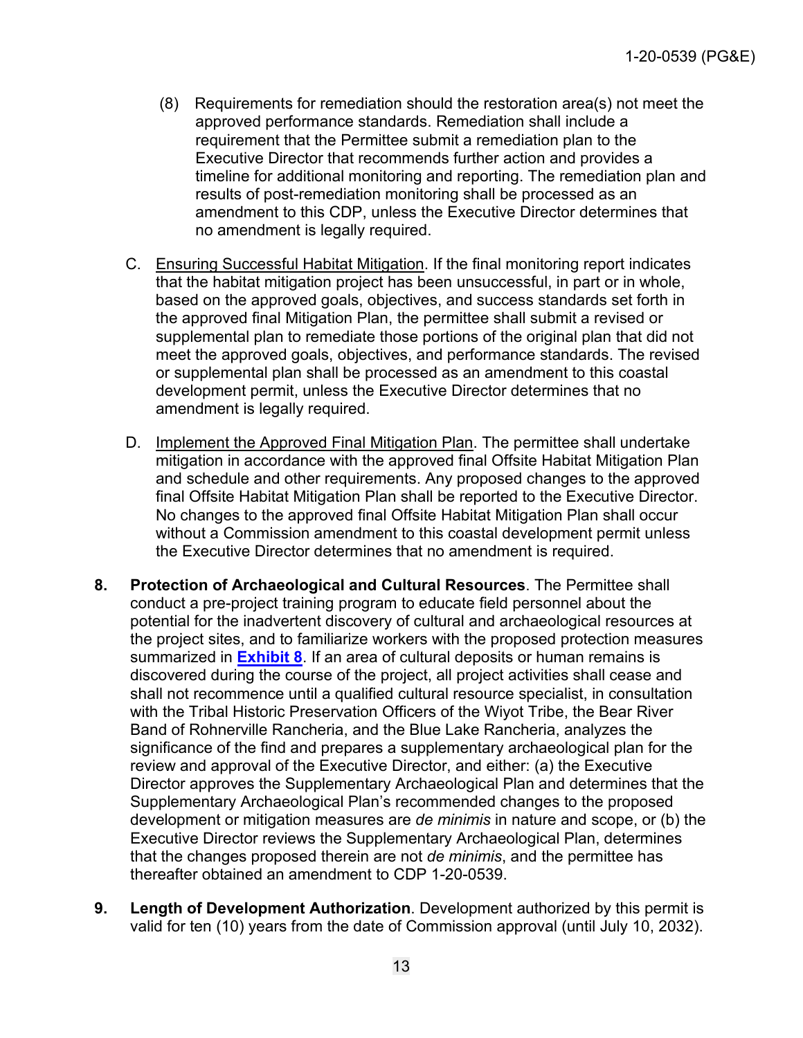(8) Requirements for remediation should the restoration area(s) not meet the approved performance standards. Remediation shall include a requirement that the Permittee submit a remediation plan to the Executive Director that recommends further action and provides a timeline for additional monitoring and reporting. The remediation plan and results of post-remediation monitoring shall be processed as an amendment to this CDP, unless the Executive Director determines that no amendment is legally required.

C. Ensuring Successful Habitat Mitigation. If the final monitoring report indicates that the habitat mitigation project has been unsuccessful, in part or in whole, based on the approved goals, objectives, and success standards set forth in the approved final Mitigation Plan, the permittee shall submit a revised or supplemental plan to remediate those portions of the original plan that did not meet the approved goals, objectives, and performance standards. The revised or supplemental plan shall be processed as an amendment to this coastal development permit, unless the Executive Director determines that no amendment is legally required.

D. Implement the Approved Final Mitigation Plan. The permittee shall undertake mitigation in accordance with the approved final Offsite Habitat Mitigation Plan and schedule and other requirements. Any proposed changes to the approved final Offsite Habitat Mitigation Plan shall be reported to the Executive Director. No changes to the approved final Offsite Habitat Mitigation Plan shall occur without a Commission amendment to this coastal development permit unless the Executive Director determines that no amendment is required.

8. **Protection of Archaeological and Cultural Resources**. The Permittee shall conduct a pre-project training program to educate field personnel about the potential for the inadvertent discovery of cultural and archaeological resources at the project sites, and to familiarize workers with the proposed protection measures summarized in **Exhibit 8**. If an area of cultural deposits or human remains is discovered during the course of the project, all project activities shall cease and shall not recommence until a qualified cultural resource specialist, in consultation with the Tribal Historic Preservation Officers of the Wiyot Tribe, the Bear River Band of Rohnerville Rancheria, and the Blue Lake Rancheria, analyzes the significance of the find and prepares a supplementary archaeological plan for the review and approval of the Executive Director, and either: (a) the Executive Director approves the Supplementary Archaeological Plan and determines that the Supplementary Archaeological Plan's recommended changes to the proposed development or mitigation measures are *de minimis* in nature and scope, or (b) the Executive Director reviews the Supplementary Archaeological Plan, determines that the changes proposed therein are not *de minimis*, and the permittee has thereafter obtained an amendment to CDP 1-20-0539.

9. **Length of Development Authorization**. Development authorized by this permit is valid for ten (10) years from the date of Commission approval (until July 10, 2032).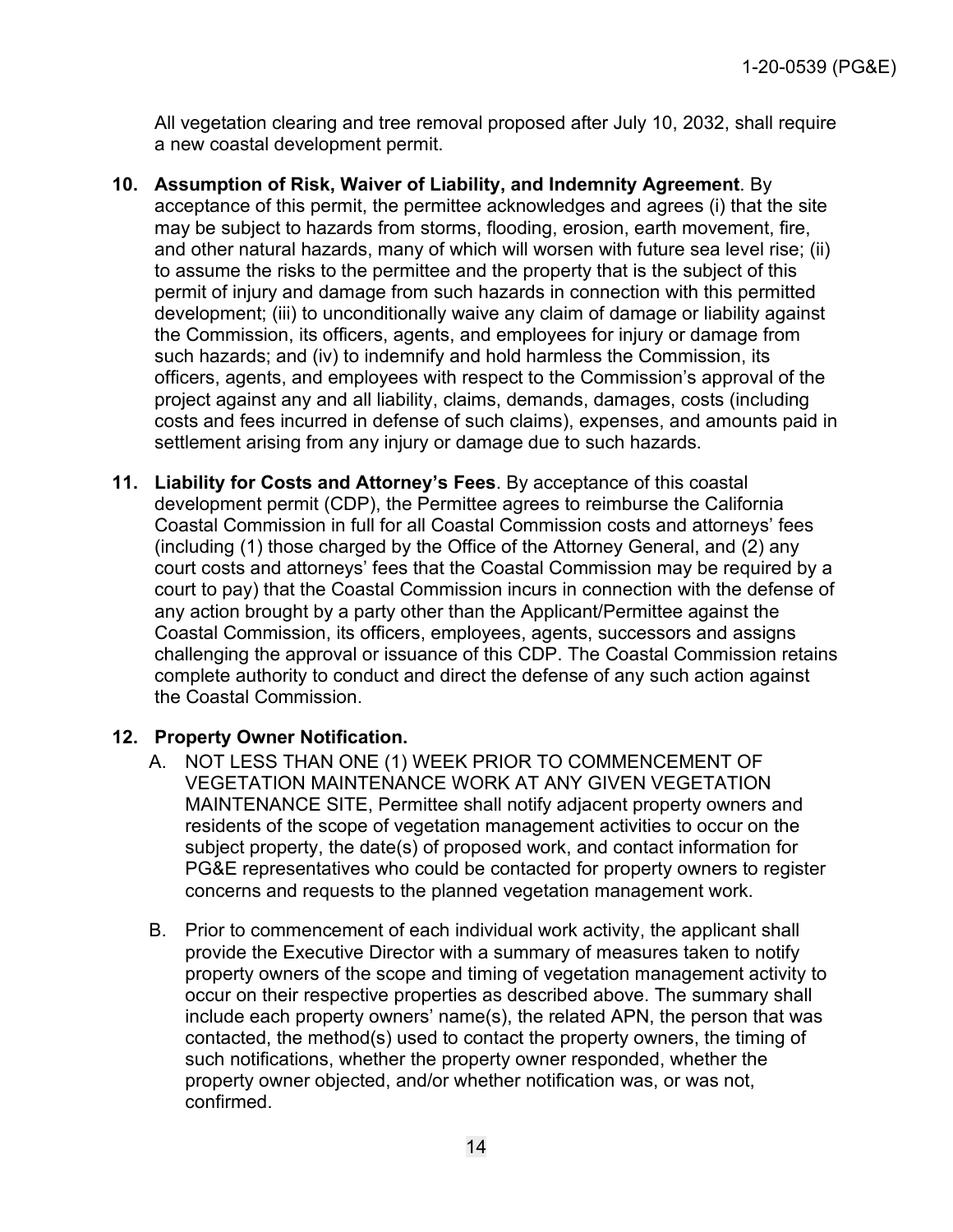All vegetation clearing and tree removal proposed after July 10, 2032, shall require a new coastal development permit.

10. **Assumption of Risk, Waiver of Liability, and Indemnity Agreement**. By acceptance of this permit, the permittee acknowledges and agrees (i) that the site may be subject to hazards from storms, flooding, erosion, earth movement, fire, and other natural hazards, many of which will worsen with future sea level rise; (ii) to assume the risks to the permittee and the property that is the subject of this permit of injury and damage from such hazards in connection with this permitted development; (iii) to unconditionally waive any claim of damage or liability against the Commission, its officers, agents, and employees for injury or damage from such hazards; and (iv) to indemnify and hold harmless the Commission, its officers, agents, and employees with respect to the Commission's approval of the project against any and all liability, claims, demands, damages, costs (including costs and fees incurred in defense of such claims), expenses, and amounts paid in settlement arising from any injury or damage due to such hazards.

11. **Liability for Costs and Attorney's Fees**. By acceptance of this coastal development permit (CDP), the Permittee agrees to reimburse the California Coastal Commission in full for all Coastal Commission costs and attorneys' fees (including (1) those charged by the Office of the Attorney General, and (2) any court costs and attorneys' fees that the Coastal Commission may be required by a court to pay) that the Coastal Commission incurs in connection with the defense of any action brought by a party other than the Applicant/Permittee against the Coastal Commission, its officers, employees, agents, successors and assigns challenging the approval or issuance of this CDP. The Coastal Commission retains complete authority to conduct and direct the defense of any such action against the Coastal Commission.

12. **Property Owner Notification.**

    A. NOT LESS THAN ONE (1) WEEK PRIOR TO COMMENCEMENT OF VEGETATION MAINTENANCE WORK AT ANY GIVEN VEGETATION MAINTENANCE SITE, Permittee shall notify adjacent property owners and residents of the scope of vegetation management activities to occur on the subject property, the date(s) of proposed work, and contact information for PG&E representatives who could be contacted for property owners to register concerns and requests to the planned vegetation management work.

    B. Prior to commencement of each individual work activity, the applicant shall provide the Executive Director with a summary of measures taken to notify property owners of the scope and timing of vegetation management activity to occur on their respective properties as described above. The summary shall include each property owners' name(s), the related APN, the person that was contacted, the method(s) used to contact the property owners, the timing of such notifications, whether the property owner responded, whether the property owner objected, and/or whether notification was, or was not, confirmed.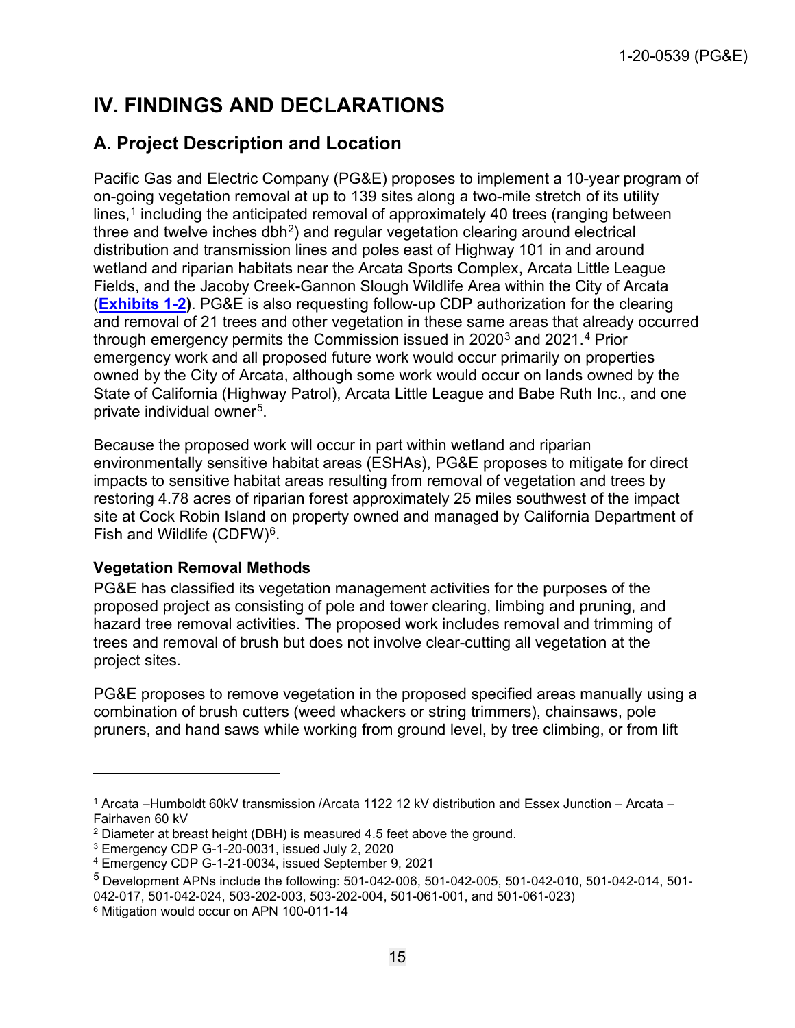# IV. FINDINGS AND DECLARATIONS

## A. Project Description and Location

Pacific Gas and Electric Company (PG&E) proposes to implement a 10-year program of on-going vegetation removal at up to 139 sites along a two-mile stretch of its utility lines,[1] including the anticipated removal of approximately 40 trees (ranging between three and twelve inches dbh[2]) and regular vegetation clearing around electrical distribution and transmission lines and poles east of Highway 101 in and around wetland and riparian habitats near the Arcata Sports Complex, Arcata Little League Fields, and the Jacoby Creek-Gannon Slough Wildlife Area within the City of Arcata (**Exhibits 1-2**). PG&E is also requesting follow-up CDP authorization for the clearing and removal of 21 trees and other vegetation in these same areas that already occurred through emergency permits the Commission issued in 2020[3] and 2021.[4] Prior emergency work and all proposed future work would occur primarily on properties owned by the City of Arcata, although some work would occur on lands owned by the State of California (Highway Patrol), Arcata Little League and Babe Ruth Inc., and one private individual owner[5].

Because the proposed work will occur in part within wetland and riparian environmentally sensitive habitat areas (ESHAs), PG&E proposes to mitigate for direct impacts to sensitive habitat areas resulting from removal of vegetation and trees by restoring 4.78 acres of riparian forest approximately 25 miles southwest of the impact site at Cock Robin Island on property owned and managed by California Department of Fish and Wildlife (CDFW)[6].

**Vegetation Removal Methods**

PG&E has classified its vegetation management activities for the purposes of the proposed project as consisting of pole and tower clearing, limbing and pruning, and hazard tree removal activities. The proposed work includes removal and trimming of trees and removal of brush but does not involve clear-cutting all vegetation at the project sites.

PG&E proposes to remove vegetation in the proposed specified areas manually using a combination of brush cutters (weed whackers or string trimmers), chainsaws, pole pruners, and hand saws while working from ground level, by tree climbing, or from lift

---

[1] Arcata –Humboldt 60kV transmission /Arcata 1122 12 kV distribution and Essex Junction – Arcata – Fairhaven 60 kV

[2] Diameter at breast height (DBH) is measured 4.5 feet above the ground.

[3] Emergency CDP G-1-20-0031, issued July 2, 2020

[4] Emergency CDP G-1-21-0034, issued September 9, 2021

[5] Development APNs include the following: 501-042-006, 501-042-005, 501-042-010, 501-042-014, 501-042-017, 501-042-024, 503-202-003, 503-202-004, 501-061-001, and 501-061-023)

[6] Mitigation would occur on APN 100-011-14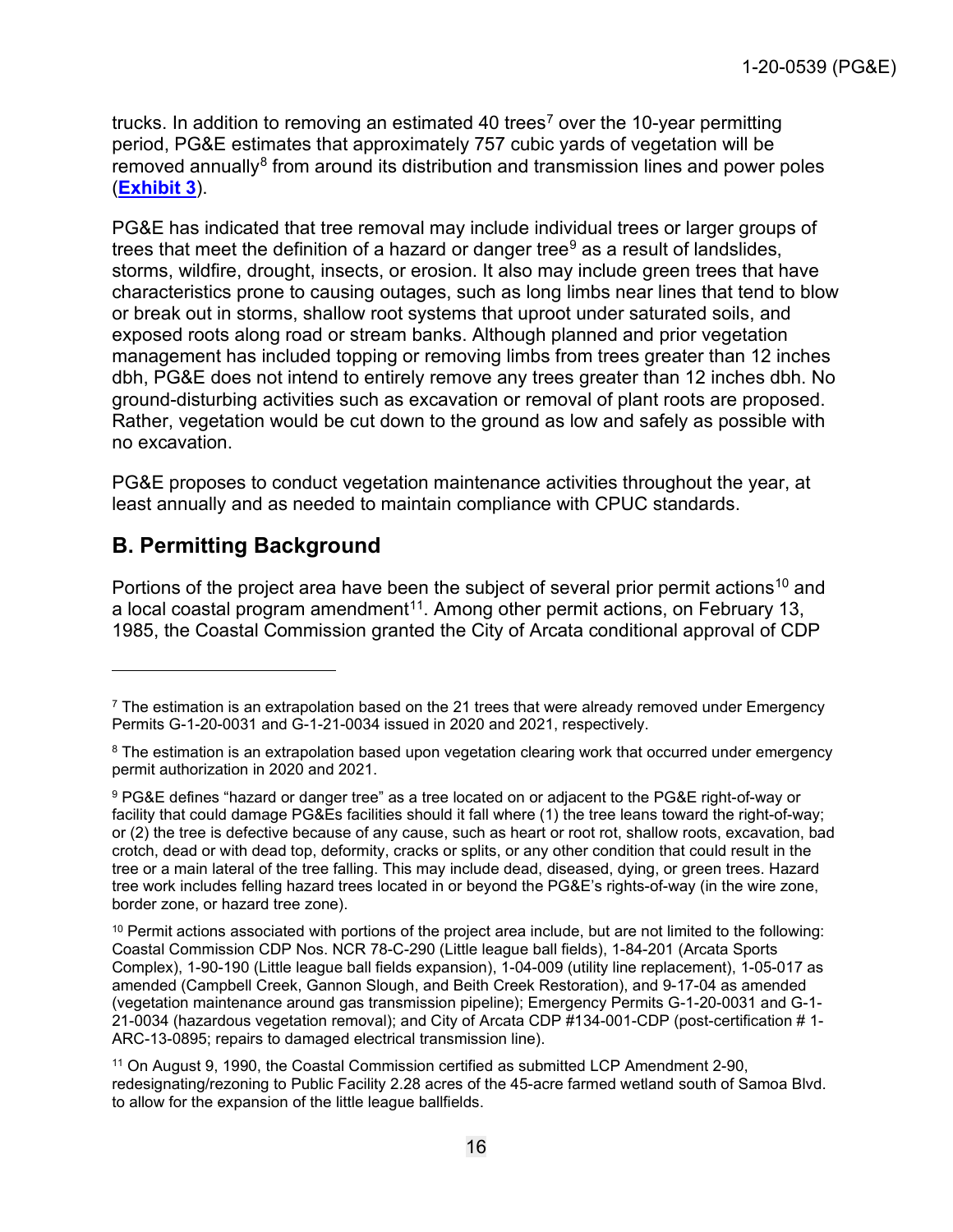trucks. In addition to removing an estimated 40 trees[7] over the 10-year permitting period, PG&E estimates that approximately 757 cubic yards of vegetation will be removed annually[8] from around its distribution and transmission lines and power poles (**Exhibit 3**).

PG&E has indicated that tree removal may include individual trees or larger groups of trees that meet the definition of a hazard or danger tree[9] as a result of landslides, storms, wildfire, drought, insects, or erosion. It also may include green trees that have characteristics prone to causing outages, such as long limbs near lines that tend to blow or break out in storms, shallow root systems that uproot under saturated soils, and exposed roots along road or stream banks. Although planned and prior vegetation management has included topping or removing limbs from trees greater than 12 inches dbh, PG&E does not intend to entirely remove any trees greater than 12 inches dbh. No ground-disturbing activities such as excavation or removal of plant roots are proposed. Rather, vegetation would be cut down to the ground as low and safely as possible with no excavation.

PG&E proposes to conduct vegetation maintenance activities throughout the year, at least annually and as needed to maintain compliance with CPUC standards.

## B. Permitting Background

Portions of the project area have been the subject of several prior permit actions[10] and a local coastal program amendment[11]. Among other permit actions, on February 13, 1985, the Coastal Commission granted the City of Arcata conditional approval of CDP

---

[7] The estimation is an extrapolation based on the 21 trees that were already removed under Emergency Permits G-1-20-0031 and G-1-21-0034 issued in 2020 and 2021, respectively.

[8] The estimation is an extrapolation based upon vegetation clearing work that occurred under emergency permit authorization in 2020 and 2021.

[9] PG&E defines "hazard or danger tree" as a tree located on or adjacent to the PG&E right-of-way or facility that could damage PG&Es facilities should it fall where (1) the tree leans toward the right-of-way; or (2) the tree is defective because of any cause, such as heart or root rot, shallow roots, excavation, bad crotch, dead or with dead top, deformity, cracks or splits, or any other condition that could result in the tree or a main lateral of the tree falling. This may include dead, diseased, dying, or green trees. Hazard tree work includes felling hazard trees located in or beyond the PG&E's rights-of-way (in the wire zone, border zone, or hazard tree zone).

[10] Permit actions associated with portions of the project area include, but are not limited to the following: Coastal Commission CDP Nos. NCR 78-C-290 (Little league ball fields), 1-84-201 (Arcata Sports Complex), 1-90-190 (Little league ball fields expansion), 1-04-009 (utility line replacement), 1-05-017 as amended (Campbell Creek, Gannon Slough, and Beith Creek Restoration), and 9-17-04 as amended (vegetation maintenance around gas transmission pipeline); Emergency Permits G-1-20-0031 and G-1-21-0034 (hazardous vegetation removal); and City of Arcata CDP #134-001-CDP (post-certification # 1-ARC-13-0895; repairs to damaged electrical transmission line).

[11] On August 9, 1990, the Coastal Commission certified as submitted LCP Amendment 2-90, redesignating/rezoning to Public Facility 2.28 acres of the 45-acre farmed wetland south of Samoa Blvd. to allow for the expansion of the little league ballfields.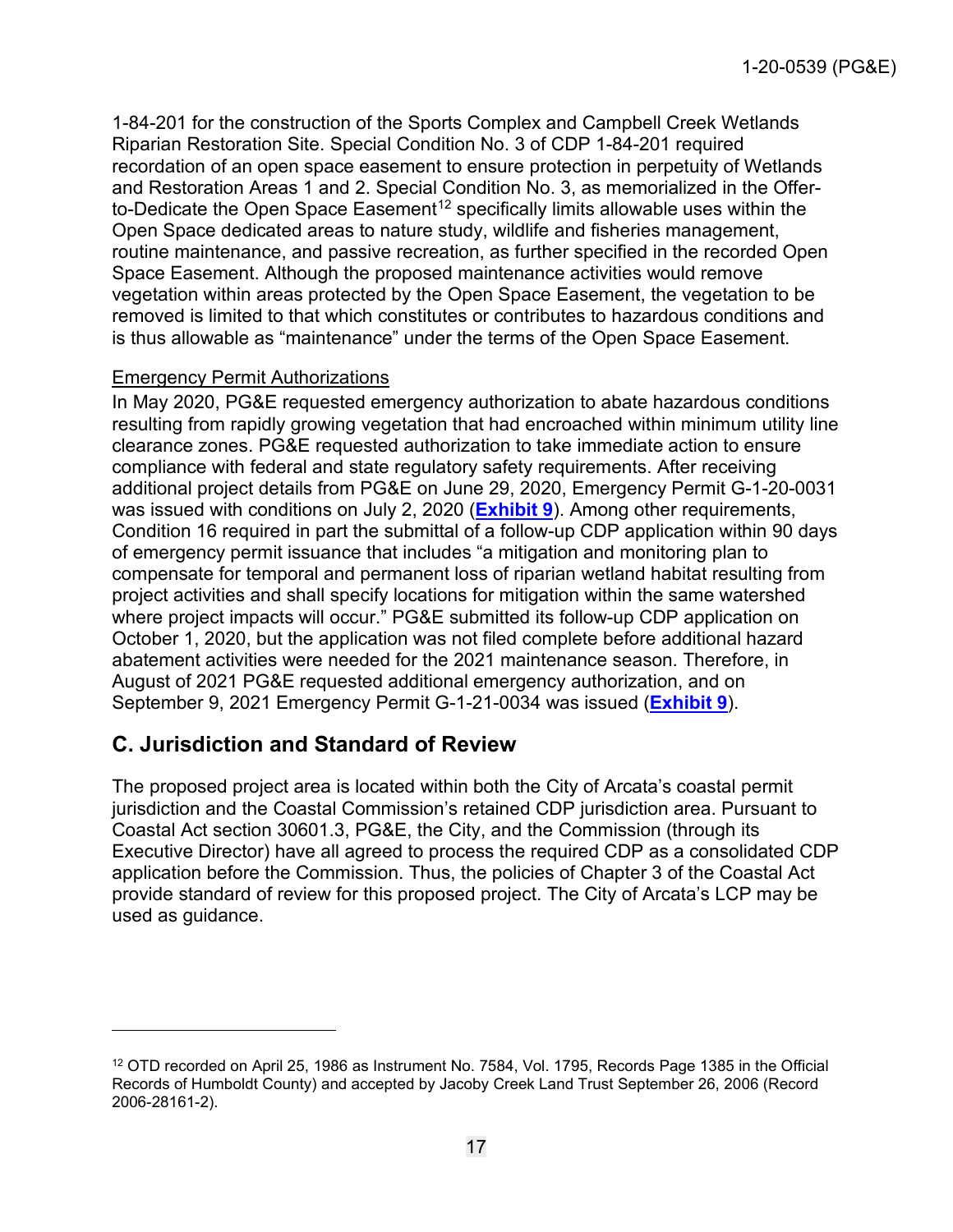1-84-201 for the construction of the Sports Complex and Campbell Creek Wetlands Riparian Restoration Site. Special Condition No. 3 of CDP 1-84-201 required recordation of an open space easement to ensure protection in perpetuity of Wetlands and Restoration Areas 1 and 2. Special Condition No. 3, as memorialized in the Offer-to-Dedicate the Open Space Easement[12] specifically limits allowable uses within the Open Space dedicated areas to nature study, wildlife and fisheries management, routine maintenance, and passive recreation, as further specified in the recorded Open Space Easement. Although the proposed maintenance activities would remove vegetation within areas protected by the Open Space Easement, the vegetation to be removed is limited to that which constitutes or contributes to hazardous conditions and is thus allowable as "maintenance" under the terms of the Open Space Easement.

Emergency Permit Authorizations

In May 2020, PG&E requested emergency authorization to abate hazardous conditions resulting from rapidly growing vegetation that had encroached within minimum utility line clearance zones. PG&E requested authorization to take immediate action to ensure compliance with federal and state regulatory safety requirements. After receiving additional project details from PG&E on June 29, 2020, Emergency Permit G-1-20-0031 was issued with conditions on July 2, 2020 (**Exhibit 9**). Among other requirements, Condition 16 required in part the submittal of a follow-up CDP application within 90 days of emergency permit issuance that includes "a mitigation and monitoring plan to compensate for temporal and permanent loss of riparian wetland habitat resulting from project activities and shall specify locations for mitigation within the same watershed where project impacts will occur." PG&E submitted its follow-up CDP application on October 1, 2020, but the application was not filed complete before additional hazard abatement activities were needed for the 2021 maintenance season. Therefore, in August of 2021 PG&E requested additional emergency authorization, and on September 9, 2021 Emergency Permit G-1-21-0034 was issued (**Exhibit 9**).

## C. Jurisdiction and Standard of Review

The proposed project area is located within both the City of Arcata's coastal permit jurisdiction and the Coastal Commission's retained CDP jurisdiction area. Pursuant to Coastal Act section 30601.3, PG&E, the City, and the Commission (through its Executive Director) have all agreed to process the required CDP as a consolidated CDP application before the Commission. Thus, the policies of Chapter 3 of the Coastal Act provide standard of review for this proposed project. The City of Arcata's LCP may be used as guidance.

---

[12] OTD recorded on April 25, 1986 as Instrument No. 7584, Vol. 1795, Records Page 1385 in the Official Records of Humboldt County) and accepted by Jacoby Creek Land Trust September 26, 2006 (Record 2006-28161-2).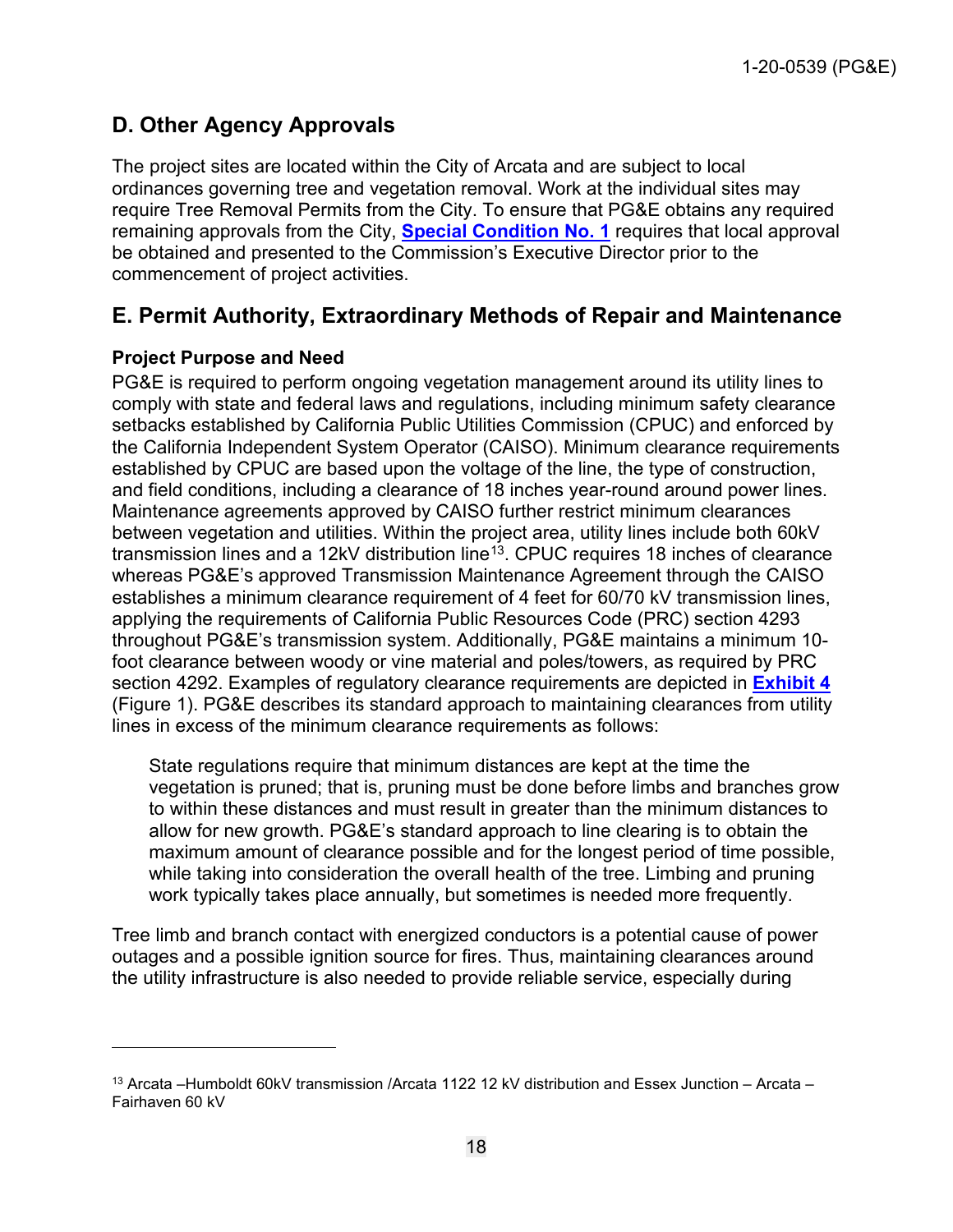## D. Other Agency Approvals

The project sites are located within the City of Arcata and are subject to local ordinances governing tree and vegetation removal. Work at the individual sites may require Tree Removal Permits from the City. To ensure that PG&E obtains any required remaining approvals from the City, **Special Condition No. 1** requires that local approval be obtained and presented to the Commission's Executive Director prior to the commencement of project activities.

## E. Permit Authority, Extraordinary Methods of Repair and Maintenance

### Project Purpose and Need

PG&E is required to perform ongoing vegetation management around its utility lines to comply with state and federal laws and regulations, including minimum safety clearance setbacks established by California Public Utilities Commission (CPUC) and enforced by the California Independent System Operator (CAISO). Minimum clearance requirements established by CPUC are based upon the voltage of the line, the type of construction, and field conditions, including a clearance of 18 inches year-round around power lines. Maintenance agreements approved by CAISO further restrict minimum clearances between vegetation and utilities. Within the project area, utility lines include both 60kV transmission lines and a 12kV distribution line[13]. CPUC requires 18 inches of clearance whereas PG&E's approved Transmission Maintenance Agreement through the CAISO establishes a minimum clearance requirement of 4 feet for 60/70 kV transmission lines, applying the requirements of California Public Resources Code (PRC) section 4293 throughout PG&E's transmission system. Additionally, PG&E maintains a minimum 10-foot clearance between woody or vine material and poles/towers, as required by PRC section 4292. Examples of regulatory clearance requirements are depicted in **Exhibit 4** (Figure 1). PG&E describes its standard approach to maintaining clearances from utility lines in excess of the minimum clearance requirements as follows:

> State regulations require that minimum distances are kept at the time the vegetation is pruned; that is, pruning must be done before limbs and branches grow to within these distances and must result in greater than the minimum distances to allow for new growth. PG&E's standard approach to line clearing is to obtain the maximum amount of clearance possible and for the longest period of time possible, while taking into consideration the overall health of the tree. Limbing and pruning work typically takes place annually, but sometimes is needed more frequently.

Tree limb and branch contact with energized conductors is a potential cause of power outages and a possible ignition source for fires. Thus, maintaining clearances around the utility infrastructure is also needed to provide reliable service, especially during

---

[13] Arcata –Humboldt 60kV transmission /Arcata 1122 12 kV distribution and Essex Junction – Arcata – Fairhaven 60 kV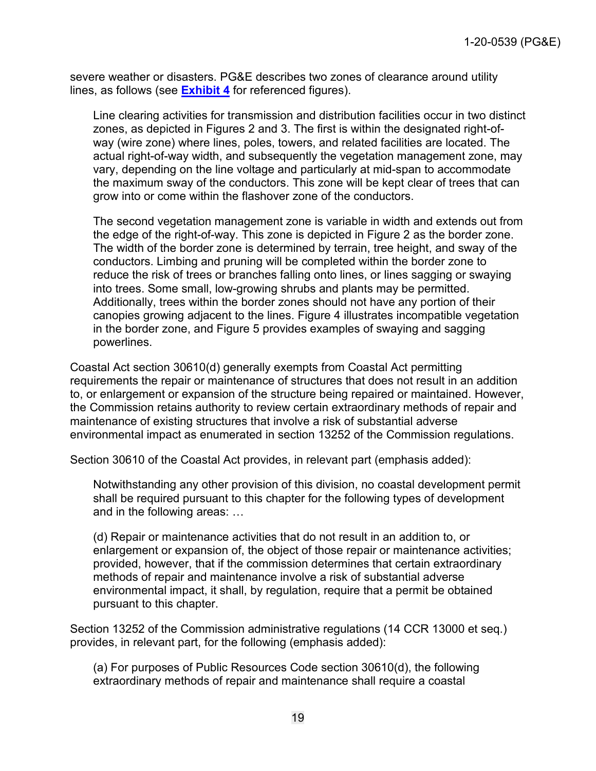severe weather or disasters. PG&E describes two zones of clearance around utility lines, as follows (see **Exhibit 4** for referenced figures).

> Line clearing activities for transmission and distribution facilities occur in two distinct zones, as depicted in Figures 2 and 3. The first is within the designated right-of-way (wire zone) where lines, poles, towers, and related facilities are located. The actual right-of-way width, and subsequently the vegetation management zone, may vary, depending on the line voltage and particularly at mid-span to accommodate the maximum sway of the conductors. This zone will be kept clear of trees that can grow into or come within the flashover zone of the conductors.
>
> The second vegetation management zone is variable in width and extends out from the edge of the right-of-way. This zone is depicted in Figure 2 as the border zone. The width of the border zone is determined by terrain, tree height, and sway of the conductors. Limbing and pruning will be completed within the border zone to reduce the risk of trees or branches falling onto lines, or lines sagging or swaying into trees. Some small, low-growing shrubs and plants may be permitted. Additionally, trees within the border zones should not have any portion of their canopies growing adjacent to the lines. Figure 4 illustrates incompatible vegetation in the border zone, and Figure 5 provides examples of swaying and sagging powerlines.

Coastal Act section 30610(d) generally exempts from Coastal Act permitting requirements the repair or maintenance of structures that does not result in an addition to, or enlargement or expansion of the structure being repaired or maintained. However, the Commission retains authority to review certain extraordinary methods of repair and maintenance of existing structures that involve a risk of substantial adverse environmental impact as enumerated in section 13252 of the Commission regulations.

Section 30610 of the Coastal Act provides, in relevant part (emphasis added):

> Notwithstanding any other provision of this division, no coastal development permit shall be required pursuant to this chapter for the following types of development and in the following areas: …
>
> (d) Repair or maintenance activities that do not result in an addition to, or enlargement or expansion of, the object of those repair or maintenance activities; provided, however, that if the commission determines that certain extraordinary methods of repair and maintenance involve a risk of substantial adverse environmental impact, it shall, by regulation, require that a permit be obtained pursuant to this chapter.

Section 13252 of the Commission administrative regulations (14 CCR 13000 et seq.) provides, in relevant part, for the following (emphasis added):

> (a) For purposes of Public Resources Code section 30610(d), the following extraordinary methods of repair and maintenance shall require a coastal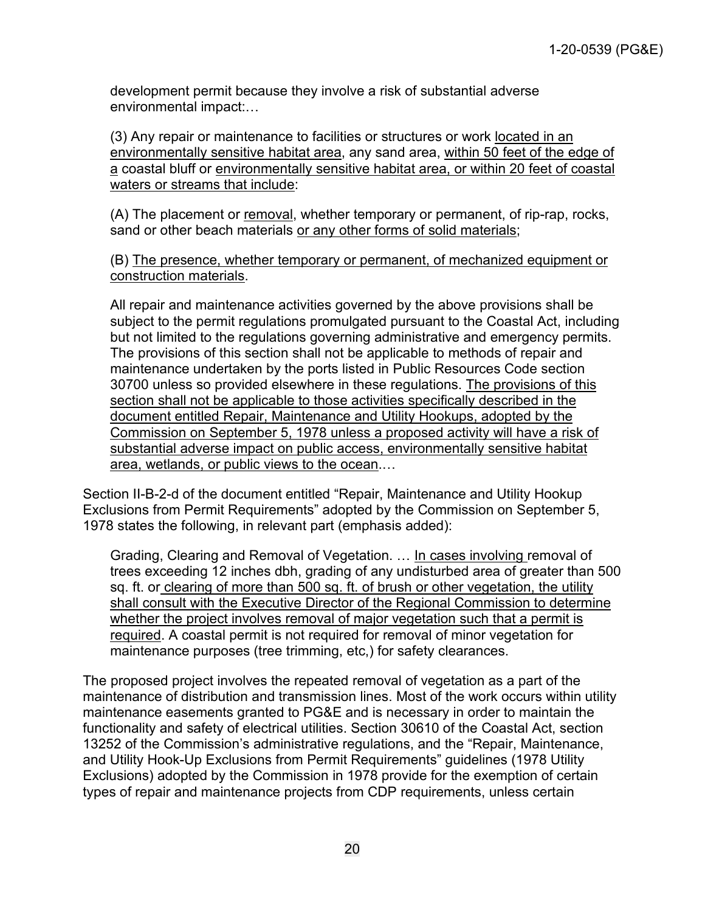development permit because they involve a risk of substantial adverse environmental impact:…

> (3) Any repair or maintenance to facilities or structures or work located in an environmentally sensitive habitat area, any sand area, within 50 feet of the edge of a coastal bluff or environmentally sensitive habitat area, or within 20 feet of coastal waters or streams that include:
>
> (A) The placement or removal, whether temporary or permanent, of rip-rap, rocks, sand or other beach materials or any other forms of solid materials;
>
> (B) The presence, whether temporary or permanent, of mechanized equipment or construction materials.
>
> All repair and maintenance activities governed by the above provisions shall be subject to the permit regulations promulgated pursuant to the Coastal Act, including but not limited to the regulations governing administrative and emergency permits. The provisions of this section shall not be applicable to methods of repair and maintenance undertaken by the ports listed in Public Resources Code section 30700 unless so provided elsewhere in these regulations. The provisions of this section shall not be applicable to those activities specifically described in the document entitled Repair, Maintenance and Utility Hookups, adopted by the Commission on September 5, 1978 unless a proposed activity will have a risk of substantial adverse impact on public access, environmentally sensitive habitat area, wetlands, or public views to the ocean.…

Section II-B-2-d of the document entitled "Repair, Maintenance and Utility Hookup Exclusions from Permit Requirements" adopted by the Commission on September 5, 1978 states the following, in relevant part (emphasis added):

> Grading, Clearing and Removal of Vegetation. … In cases involving removal of trees exceeding 12 inches dbh, grading of any undisturbed area of greater than 500 sq. ft. or clearing of more than 500 sq. ft. of brush or other vegetation, the utility shall consult with the Executive Director of the Regional Commission to determine whether the project involves removal of major vegetation such that a permit is required. A coastal permit is not required for removal of minor vegetation for maintenance purposes (tree trimming, etc,) for safety clearances.

The proposed project involves the repeated removal of vegetation as a part of the maintenance of distribution and transmission lines. Most of the work occurs within utility maintenance easements granted to PG&E and is necessary in order to maintain the functionality and safety of electrical utilities. Section 30610 of the Coastal Act, section 13252 of the Commission's administrative regulations, and the "Repair, Maintenance, and Utility Hook-Up Exclusions from Permit Requirements" guidelines (1978 Utility Exclusions) adopted by the Commission in 1978 provide for the exemption of certain types of repair and maintenance projects from CDP requirements, unless certain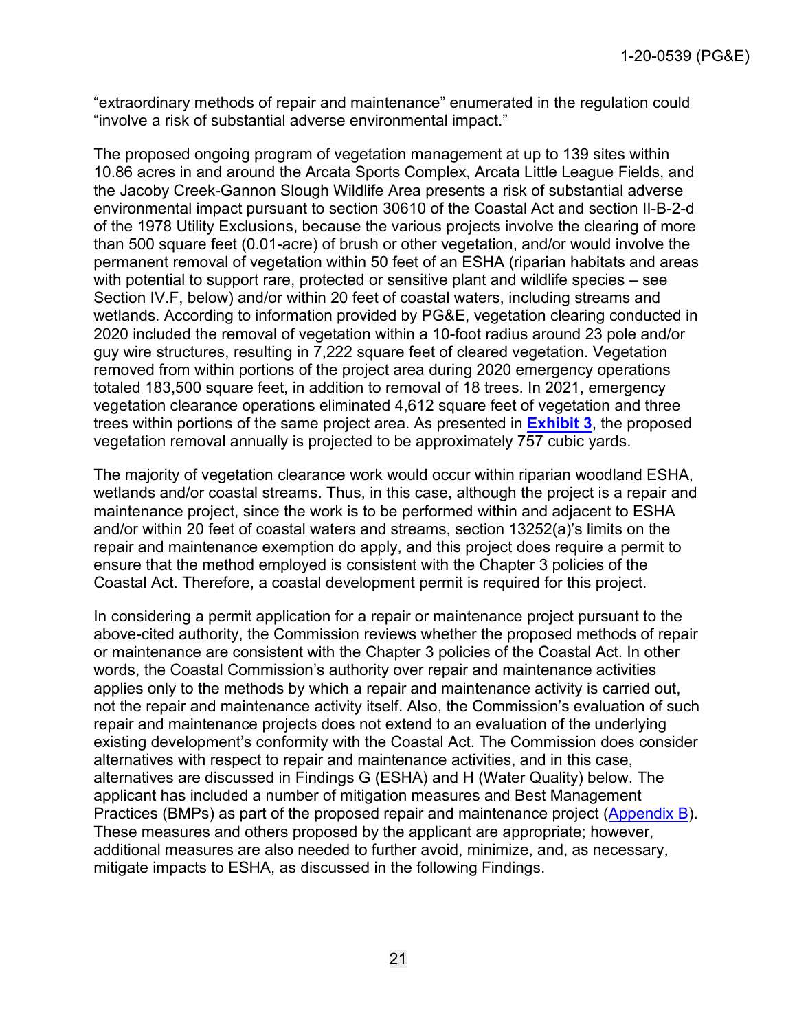"extraordinary methods of repair and maintenance" enumerated in the regulation could "involve a risk of substantial adverse environmental impact."

The proposed ongoing program of vegetation management at up to 139 sites within 10.86 acres in and around the Arcata Sports Complex, Arcata Little League Fields, and the Jacoby Creek-Gannon Slough Wildlife Area presents a risk of substantial adverse environmental impact pursuant to section 30610 of the Coastal Act and section II-B-2-d of the 1978 Utility Exclusions, because the various projects involve the clearing of more than 500 square feet (0.01-acre) of brush or other vegetation, and/or would involve the permanent removal of vegetation within 50 feet of an ESHA (riparian habitats and areas with potential to support rare, protected or sensitive plant and wildlife species – see Section IV.F, below) and/or within 20 feet of coastal waters, including streams and wetlands. According to information provided by PG&E, vegetation clearing conducted in 2020 included the removal of vegetation within a 10-foot radius around 23 pole and/or guy wire structures, resulting in 7,222 square feet of cleared vegetation. Vegetation removed from within portions of the project area during 2020 emergency operations totaled 183,500 square feet, in addition to removal of 18 trees. In 2021, emergency vegetation clearance operations eliminated 4,612 square feet of vegetation and three trees within portions of the same project area. As presented in **Exhibit 3**, the proposed vegetation removal annually is projected to be approximately 757 cubic yards.

The majority of vegetation clearance work would occur within riparian woodland ESHA, wetlands and/or coastal streams. Thus, in this case, although the project is a repair and maintenance project, since the work is to be performed within and adjacent to ESHA and/or within 20 feet of coastal waters and streams, section 13252(a)'s limits on the repair and maintenance exemption do apply, and this project does require a permit to ensure that the method employed is consistent with the Chapter 3 policies of the Coastal Act. Therefore, a coastal development permit is required for this project.

In considering a permit application for a repair or maintenance project pursuant to the above-cited authority, the Commission reviews whether the proposed methods of repair or maintenance are consistent with the Chapter 3 policies of the Coastal Act. In other words, the Coastal Commission's authority over repair and maintenance activities applies only to the methods by which a repair and maintenance activity is carried out, not the repair and maintenance activity itself. Also, the Commission's evaluation of such repair and maintenance projects does not extend to an evaluation of the underlying existing development's conformity with the Coastal Act. The Commission does consider alternatives with respect to repair and maintenance activities, and in this case, alternatives are discussed in Findings G (ESHA) and H (Water Quality) below. The applicant has included a number of mitigation measures and Best Management Practices (BMPs) as part of the proposed repair and maintenance project (Appendix B). These measures and others proposed by the applicant are appropriate; however, additional measures are also needed to further avoid, minimize, and, as necessary, mitigate impacts to ESHA, as discussed in the following Findings.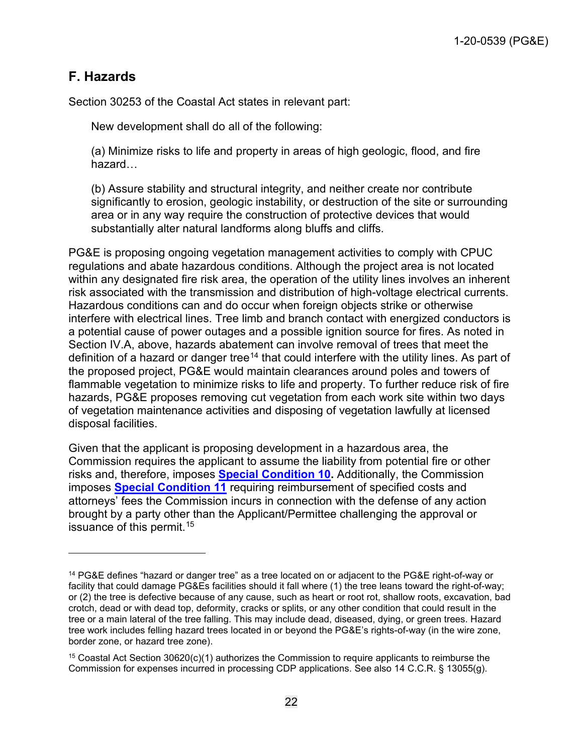## F. Hazards

Section 30253 of the Coastal Act states in relevant part:

> New development shall do all of the following:
>
> (a) Minimize risks to life and property in areas of high geologic, flood, and fire hazard…
>
> (b) Assure stability and structural integrity, and neither create nor contribute significantly to erosion, geologic instability, or destruction of the site or surrounding area or in any way require the construction of protective devices that would substantially alter natural landforms along bluffs and cliffs.

PG&E is proposing ongoing vegetation management activities to comply with CPUC regulations and abate hazardous conditions. Although the project area is not located within any designated fire risk area, the operation of the utility lines involves an inherent risk associated with the transmission and distribution of high-voltage electrical currents. Hazardous conditions can and do occur when foreign objects strike or otherwise interfere with electrical lines. Tree limb and branch contact with energized conductors is a potential cause of power outages and a possible ignition source for fires. As noted in Section IV.A, above, hazards abatement can involve removal of trees that meet the definition of a hazard or danger tree[14] that could interfere with the utility lines. As part of the proposed project, PG&E would maintain clearances around poles and towers of flammable vegetation to minimize risks to life and property. To further reduce risk of fire hazards, PG&E proposes removing cut vegetation from each work site within two days of vegetation maintenance activities and disposing of vegetation lawfully at licensed disposal facilities.

Given that the applicant is proposing development in a hazardous area, the Commission requires the applicant to assume the liability from potential fire or other risks and, therefore, imposes **Special Condition 10.** Additionally, the Commission imposes **Special Condition 11** requiring reimbursement of specified costs and attorneys' fees the Commission incurs in connection with the defense of any action brought by a party other than the Applicant/Permittee challenging the approval or issuance of this permit.[15]

---

[14] PG&E defines "hazard or danger tree" as a tree located on or adjacent to the PG&E right-of-way or facility that could damage PG&Es facilities should it fall where (1) the tree leans toward the right-of-way; or (2) the tree is defective because of any cause, such as heart or root rot, shallow roots, excavation, bad crotch, dead or with dead top, deformity, cracks or splits, or any other condition that could result in the tree or a main lateral of the tree falling. This may include dead, diseased, dying, or green trees. Hazard tree work includes felling hazard trees located in or beyond the PG&E's rights-of-way (in the wire zone, border zone, or hazard tree zone).

[15] Coastal Act Section 30620(c)(1) authorizes the Commission to require applicants to reimburse the Commission for expenses incurred in processing CDP applications. See also 14 C.C.R. § 13055(g).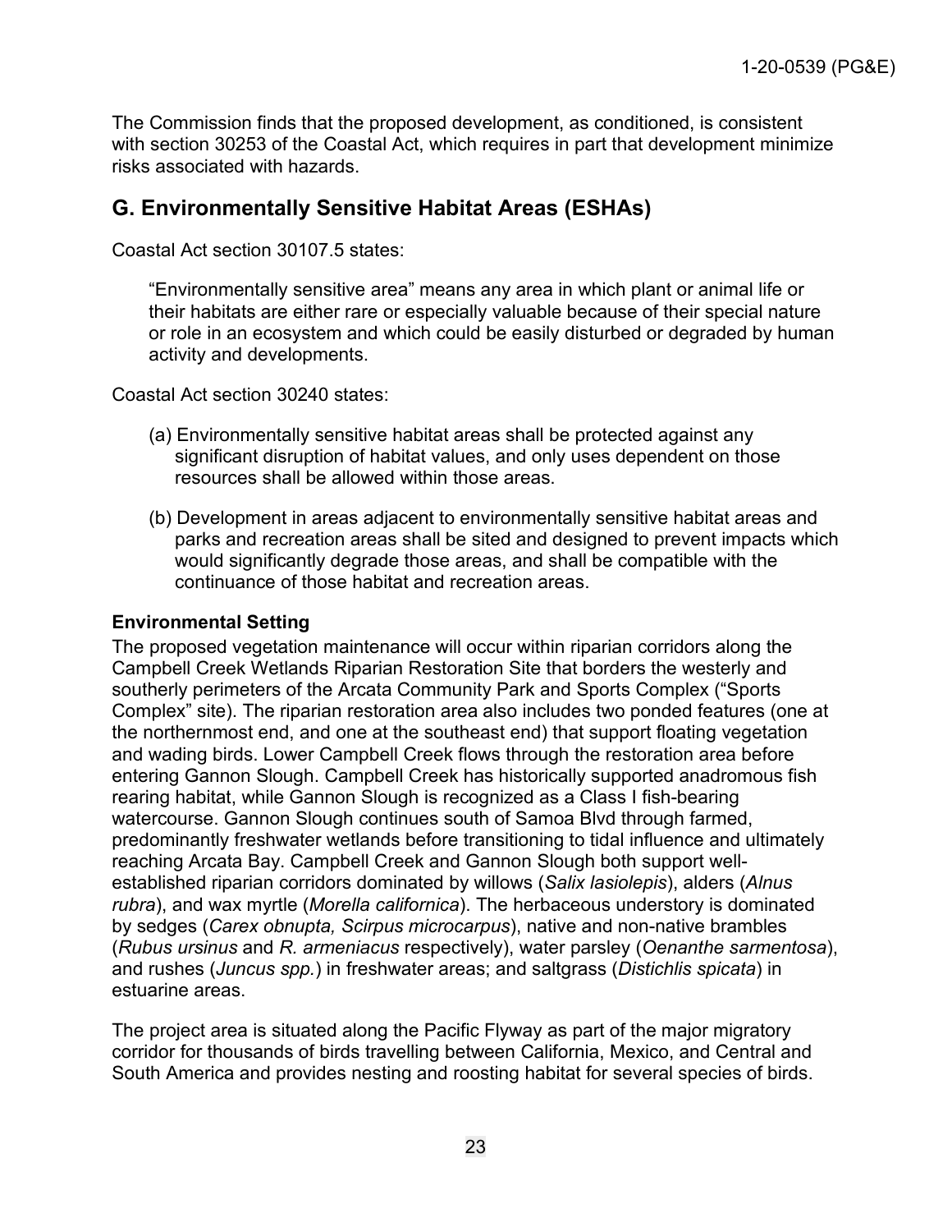The Commission finds that the proposed development, as conditioned, is consistent with section 30253 of the Coastal Act, which requires in part that development minimize risks associated with hazards.

## G. Environmentally Sensitive Habitat Areas (ESHAs)

Coastal Act section 30107.5 states:

> "Environmentally sensitive area" means any area in which plant or animal life or their habitats are either rare or especially valuable because of their special nature or role in an ecosystem and which could be easily disturbed or degraded by human activity and developments.

Coastal Act section 30240 states:

> (a) Environmentally sensitive habitat areas shall be protected against any significant disruption of habitat values, and only uses dependent on those resources shall be allowed within those areas.
>
> (b) Development in areas adjacent to environmentally sensitive habitat areas and parks and recreation areas shall be sited and designed to prevent impacts which would significantly degrade those areas, and shall be compatible with the continuance of those habitat and recreation areas.

### Environmental Setting

The proposed vegetation maintenance will occur within riparian corridors along the Campbell Creek Wetlands Riparian Restoration Site that borders the westerly and southerly perimeters of the Arcata Community Park and Sports Complex ("Sports Complex" site). The riparian restoration area also includes two ponded features (one at the northernmost end, and one at the southeast end) that support floating vegetation and wading birds. Lower Campbell Creek flows through the restoration area before entering Gannon Slough. Campbell Creek has historically supported anadromous fish rearing habitat, while Gannon Slough is recognized as a Class I fish-bearing watercourse. Gannon Slough continues south of Samoa Blvd through farmed, predominantly freshwater wetlands before transitioning to tidal influence and ultimately reaching Arcata Bay. Campbell Creek and Gannon Slough both support well-established riparian corridors dominated by willows (*Salix lasiolepis*), alders (*Alnus rubra*), and wax myrtle (*Morella californica*). The herbaceous understory is dominated by sedges (*Carex obnupta, Scirpus microcarpus*), native and non-native brambles (*Rubus ursinus* and *R. armeniacus* respectively), water parsley (*Oenanthe sarmentosa*), and rushes (*Juncus spp.*) in freshwater areas; and saltgrass (*Distichlis spicata*) in estuarine areas.

The project area is situated along the Pacific Flyway as part of the major migratory corridor for thousands of birds travelling between California, Mexico, and Central and South America and provides nesting and roosting habitat for several species of birds.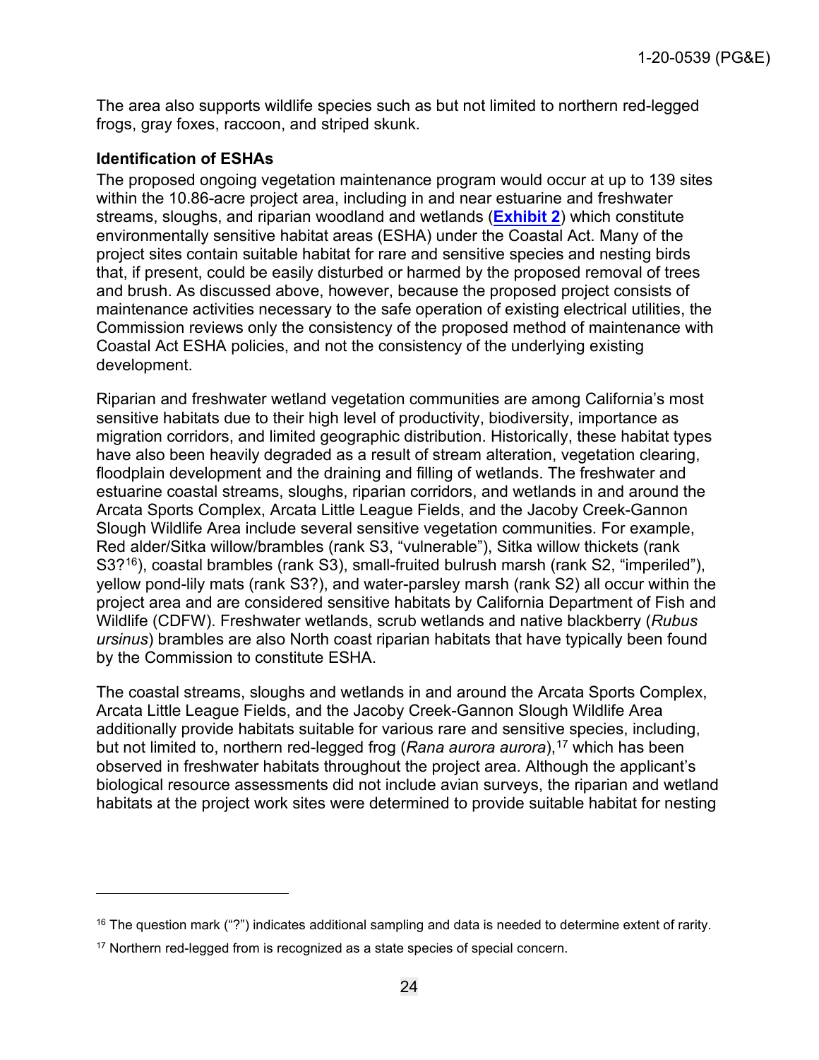The area also supports wildlife species such as but not limited to northern red-legged frogs, gray foxes, raccoon, and striped skunk.

**Identification of ESHAs**

The proposed ongoing vegetation maintenance program would occur at up to 139 sites within the 10.86-acre project area, including in and near estuarine and freshwater streams, sloughs, and riparian woodland and wetlands (**Exhibit 2**) which constitute environmentally sensitive habitat areas (ESHA) under the Coastal Act. Many of the project sites contain suitable habitat for rare and sensitive species and nesting birds that, if present, could be easily disturbed or harmed by the proposed removal of trees and brush. As discussed above, however, because the proposed project consists of maintenance activities necessary to the safe operation of existing electrical utilities, the Commission reviews only the consistency of the proposed method of maintenance with Coastal Act ESHA policies, and not the consistency of the underlying existing development.

Riparian and freshwater wetland vegetation communities are among California's most sensitive habitats due to their high level of productivity, biodiversity, importance as migration corridors, and limited geographic distribution. Historically, these habitat types have also been heavily degraded as a result of stream alteration, vegetation clearing, floodplain development and the draining and filling of wetlands. The freshwater and estuarine coastal streams, sloughs, riparian corridors, and wetlands in and around the Arcata Sports Complex, Arcata Little League Fields, and the Jacoby Creek-Gannon Slough Wildlife Area include several sensitive vegetation communities. For example, Red alder/Sitka willow/brambles (rank S3, "vulnerable"), Sitka willow thickets (rank S3?[16]), coastal brambles (rank S3), small-fruited bulrush marsh (rank S2, "imperiled"), yellow pond-lily mats (rank S3?), and water-parsley marsh (rank S2) all occur within the project area and are considered sensitive habitats by California Department of Fish and Wildlife (CDFW). Freshwater wetlands, scrub wetlands and native blackberry (*Rubus ursinus*) brambles are also North coast riparian habitats that have typically been found by the Commission to constitute ESHA.

The coastal streams, sloughs and wetlands in and around the Arcata Sports Complex, Arcata Little League Fields, and the Jacoby Creek-Gannon Slough Wildlife Area additionally provide habitats suitable for various rare and sensitive species, including, but not limited to, northern red-legged frog (*Rana aurora aurora*),[17] which has been observed in freshwater habitats throughout the project area. Although the applicant's biological resource assessments did not include avian surveys, the riparian and wetland habitats at the project work sites were determined to provide suitable habitat for nesting

---

[16] The question mark ("?") indicates additional sampling and data is needed to determine extent of rarity.

[17] Northern red-legged from is recognized as a state species of special concern.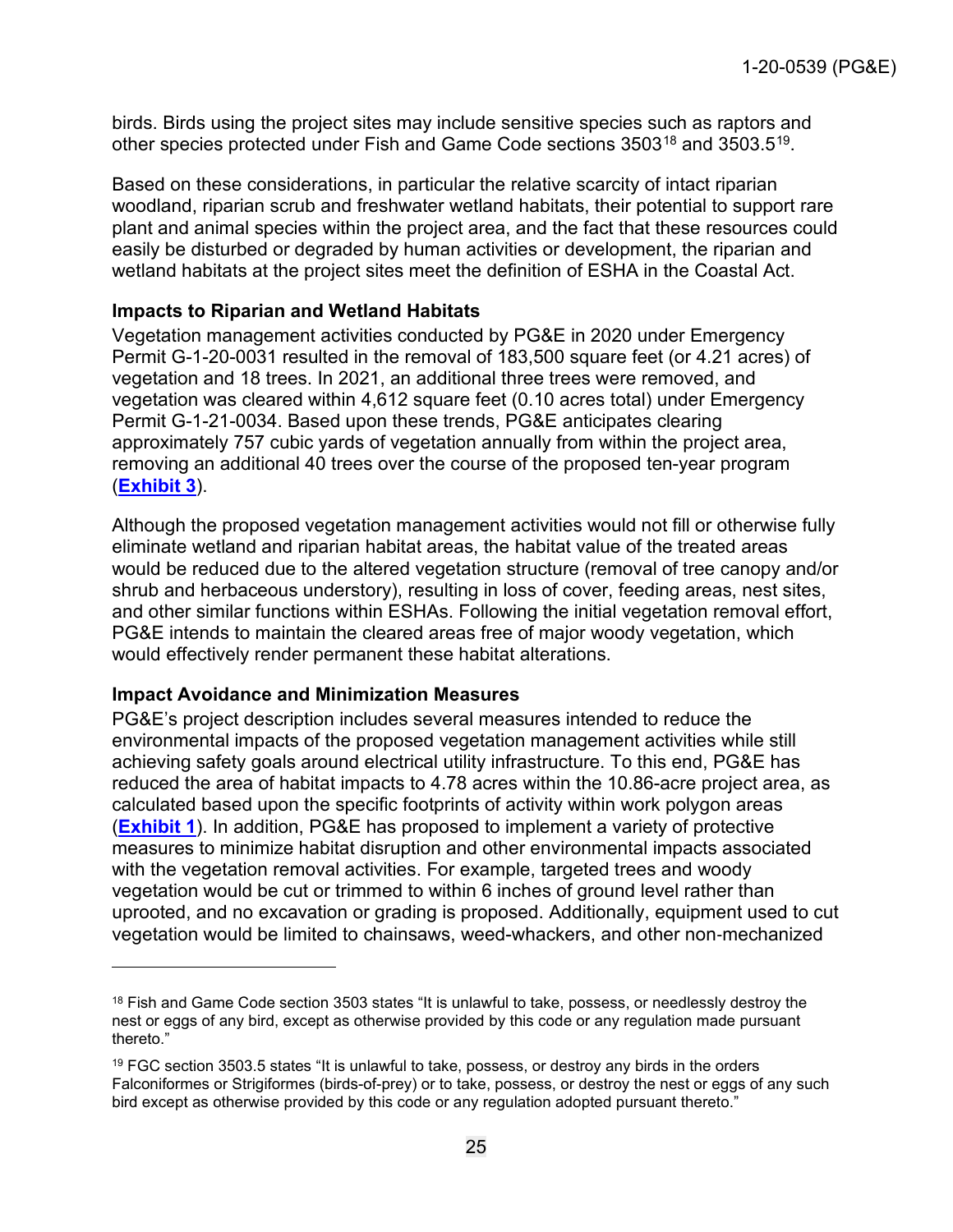birds. Birds using the project sites may include sensitive species such as raptors and other species protected under Fish and Game Code sections 3503[18] and 3503.5[19].

Based on these considerations, in particular the relative scarcity of intact riparian woodland, riparian scrub and freshwater wetland habitats, their potential to support rare plant and animal species within the project area, and the fact that these resources could easily be disturbed or degraded by human activities or development, the riparian and wetland habitats at the project sites meet the definition of ESHA in the Coastal Act.

### Impacts to Riparian and Wetland Habitats

Vegetation management activities conducted by PG&E in 2020 under Emergency Permit G-1-20-0031 resulted in the removal of 183,500 square feet (or 4.21 acres) of vegetation and 18 trees. In 2021, an additional three trees were removed, and vegetation was cleared within 4,612 square feet (0.10 acres total) under Emergency Permit G-1-21-0034. Based upon these trends, PG&E anticipates clearing approximately 757 cubic yards of vegetation annually from within the project area, removing an additional 40 trees over the course of the proposed ten-year program (**Exhibit 3**).

Although the proposed vegetation management activities would not fill or otherwise fully eliminate wetland and riparian habitat areas, the habitat value of the treated areas would be reduced due to the altered vegetation structure (removal of tree canopy and/or shrub and herbaceous understory), resulting in loss of cover, feeding areas, nest sites, and other similar functions within ESHAs. Following the initial vegetation removal effort, PG&E intends to maintain the cleared areas free of major woody vegetation, which would effectively render permanent these habitat alterations.

### Impact Avoidance and Minimization Measures

PG&E's project description includes several measures intended to reduce the environmental impacts of the proposed vegetation management activities while still achieving safety goals around electrical utility infrastructure. To this end, PG&E has reduced the area of habitat impacts to 4.78 acres within the 10.86-acre project area, as calculated based upon the specific footprints of activity within work polygon areas (**Exhibit 1**). In addition, PG&E has proposed to implement a variety of protective measures to minimize habitat disruption and other environmental impacts associated with the vegetation removal activities. For example, targeted trees and woody vegetation would be cut or trimmed to within 6 inches of ground level rather than uprooted, and no excavation or grading is proposed. Additionally, equipment used to cut vegetation would be limited to chainsaws, weed-whackers, and other non-mechanized

---

[18] Fish and Game Code section 3503 states "It is unlawful to take, possess, or needlessly destroy the nest or eggs of any bird, except as otherwise provided by this code or any regulation made pursuant thereto."

[19] FGC section 3503.5 states "It is unlawful to take, possess, or destroy any birds in the orders Falconiformes or Strigiformes (birds-of-prey) or to take, possess, or destroy the nest or eggs of any such bird except as otherwise provided by this code or any regulation adopted pursuant thereto."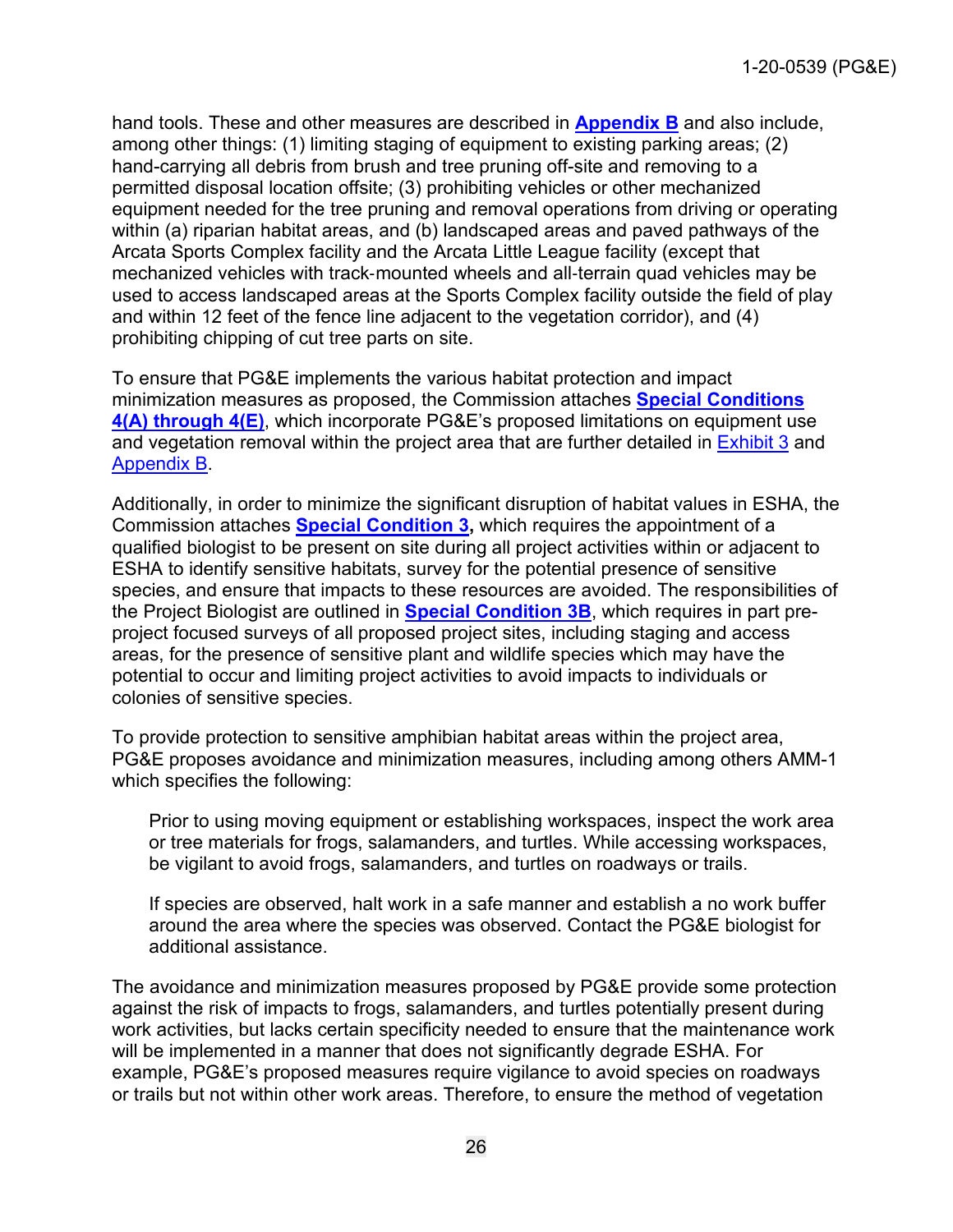hand tools. These and other measures are described in **Appendix B** and also include, among other things: (1) limiting staging of equipment to existing parking areas; (2) hand-carrying all debris from brush and tree pruning off-site and removing to a permitted disposal location offsite; (3) prohibiting vehicles or other mechanized equipment needed for the tree pruning and removal operations from driving or operating within (a) riparian habitat areas, and (b) landscaped areas and paved pathways of the Arcata Sports Complex facility and the Arcata Little League facility (except that mechanized vehicles with track-mounted wheels and all-terrain quad vehicles may be used to access landscaped areas at the Sports Complex facility outside the field of play and within 12 feet of the fence line adjacent to the vegetation corridor), and (4) prohibiting chipping of cut tree parts on site.

To ensure that PG&E implements the various habitat protection and impact minimization measures as proposed, the Commission attaches **Special Conditions 4(A) through 4(E)**, which incorporate PG&E's proposed limitations on equipment use and vegetation removal within the project area that are further detailed in Exhibit 3 and Appendix B.

Additionally, in order to minimize the significant disruption of habitat values in ESHA, the Commission attaches **Special Condition 3,** which requires the appointment of a qualified biologist to be present on site during all project activities within or adjacent to ESHA to identify sensitive habitats, survey for the potential presence of sensitive species, and ensure that impacts to these resources are avoided. The responsibilities of the Project Biologist are outlined in **Special Condition 3B**, which requires in part pre-project focused surveys of all proposed project sites, including staging and access areas, for the presence of sensitive plant and wildlife species which may have the potential to occur and limiting project activities to avoid impacts to individuals or colonies of sensitive species.

To provide protection to sensitive amphibian habitat areas within the project area, PG&E proposes avoidance and minimization measures, including among others AMM-1 which specifies the following:

> Prior to using moving equipment or establishing workspaces, inspect the work area or tree materials for frogs, salamanders, and turtles. While accessing workspaces, be vigilant to avoid frogs, salamanders, and turtles on roadways or trails.
>
> If species are observed, halt work in a safe manner and establish a no work buffer around the area where the species was observed. Contact the PG&E biologist for additional assistance.

The avoidance and minimization measures proposed by PG&E provide some protection against the risk of impacts to frogs, salamanders, and turtles potentially present during work activities, but lacks certain specificity needed to ensure that the maintenance work will be implemented in a manner that does not significantly degrade ESHA. For example, PG&E's proposed measures require vigilance to avoid species on roadways or trails but not within other work areas. Therefore, to ensure the method of vegetation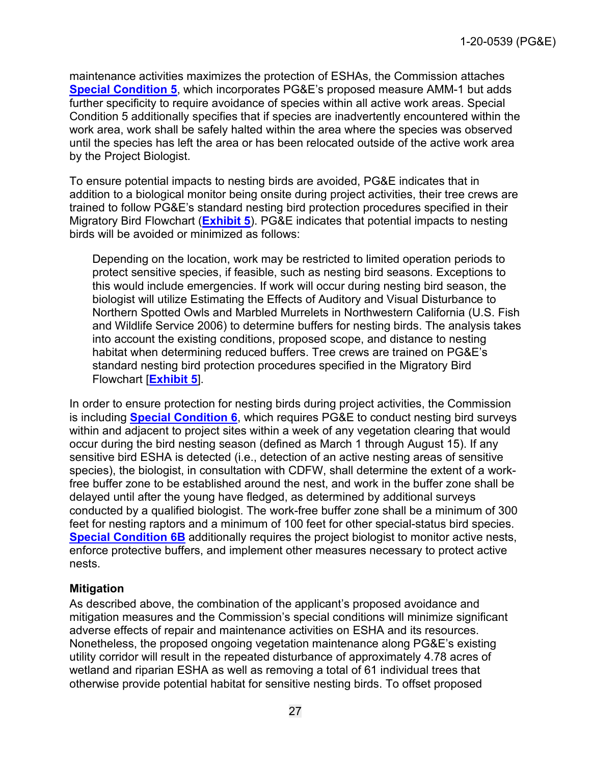maintenance activities maximizes the protection of ESHAs, the Commission attaches **Special Condition 5**, which incorporates PG&E's proposed measure AMM-1 but adds further specificity to require avoidance of species within all active work areas. Special Condition 5 additionally specifies that if species are inadvertently encountered within the work area, work shall be safely halted within the area where the species was observed until the species has left the area or has been relocated outside of the active work area by the Project Biologist.

To ensure potential impacts to nesting birds are avoided, PG&E indicates that in addition to a biological monitor being onsite during project activities, their tree crews are trained to follow PG&E's standard nesting bird protection procedures specified in their Migratory Bird Flowchart (**Exhibit 5**). PG&E indicates that potential impacts to nesting birds will be avoided or minimized as follows:

> Depending on the location, work may be restricted to limited operation periods to protect sensitive species, if feasible, such as nesting bird seasons. Exceptions to this would include emergencies. If work will occur during nesting bird season, the biologist will utilize Estimating the Effects of Auditory and Visual Disturbance to Northern Spotted Owls and Marbled Murrelets in Northwestern California (U.S. Fish and Wildlife Service 2006) to determine buffers for nesting birds. The analysis takes into account the existing conditions, proposed scope, and distance to nesting habitat when determining reduced buffers. Tree crews are trained on PG&E's standard nesting bird protection procedures specified in the Migratory Bird Flowchart [**Exhibit 5**].

In order to ensure protection for nesting birds during project activities, the Commission is including **Special Condition 6**, which requires PG&E to conduct nesting bird surveys within and adjacent to project sites within a week of any vegetation clearing that would occur during the bird nesting season (defined as March 1 through August 15). If any sensitive bird ESHA is detected (i.e., detection of an active nesting areas of sensitive species), the biologist, in consultation with CDFW, shall determine the extent of a work-free buffer zone to be established around the nest, and work in the buffer zone shall be delayed until after the young have fledged, as determined by additional surveys conducted by a qualified biologist. The work-free buffer zone shall be a minimum of 300 feet for nesting raptors and a minimum of 100 feet for other special-status bird species. **Special Condition 6B** additionally requires the project biologist to monitor active nests, enforce protective buffers, and implement other measures necessary to protect active nests.

**Mitigation**

As described above, the combination of the applicant's proposed avoidance and mitigation measures and the Commission's special conditions will minimize significant adverse effects of repair and maintenance activities on ESHA and its resources. Nonetheless, the proposed ongoing vegetation maintenance along PG&E's existing utility corridor will result in the repeated disturbance of approximately 4.78 acres of wetland and riparian ESHA as well as removing a total of 61 individual trees that otherwise provide potential habitat for sensitive nesting birds. To offset proposed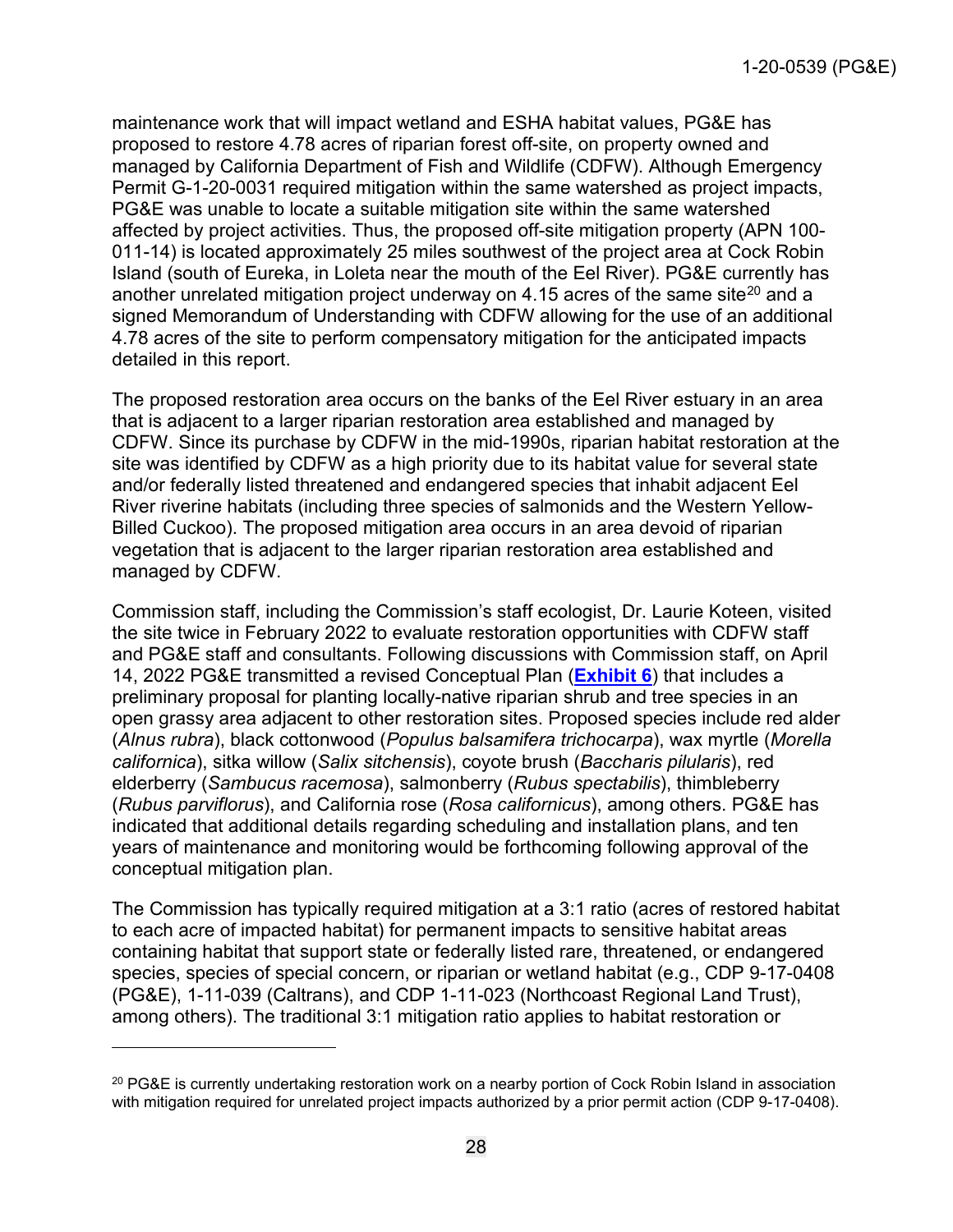maintenance work that will impact wetland and ESHA habitat values, PG&E has proposed to restore 4.78 acres of riparian forest off-site, on property owned and managed by California Department of Fish and Wildlife (CDFW). Although Emergency Permit G-1-20-0031 required mitigation within the same watershed as project impacts, PG&E was unable to locate a suitable mitigation site within the same watershed affected by project activities. Thus, the proposed off-site mitigation property (APN 100-011-14) is located approximately 25 miles southwest of the project area at Cock Robin Island (south of Eureka, in Loleta near the mouth of the Eel River). PG&E currently has another unrelated mitigation project underway on 4.15 acres of the same site[20] and a signed Memorandum of Understanding with CDFW allowing for the use of an additional 4.78 acres of the site to perform compensatory mitigation for the anticipated impacts detailed in this report.

The proposed restoration area occurs on the banks of the Eel River estuary in an area that is adjacent to a larger riparian restoration area established and managed by CDFW. Since its purchase by CDFW in the mid-1990s, riparian habitat restoration at the site was identified by CDFW as a high priority due to its habitat value for several state and/or federally listed threatened and endangered species that inhabit adjacent Eel River riverine habitats (including three species of salmonids and the Western Yellow-Billed Cuckoo). The proposed mitigation area occurs in an area devoid of riparian vegetation that is adjacent to the larger riparian restoration area established and managed by CDFW.

Commission staff, including the Commission's staff ecologist, Dr. Laurie Koteen, visited the site twice in February 2022 to evaluate restoration opportunities with CDFW staff and PG&E staff and consultants. Following discussions with Commission staff, on April 14, 2022 PG&E transmitted a revised Conceptual Plan (**Exhibit 6**) that includes a preliminary proposal for planting locally-native riparian shrub and tree species in an open grassy area adjacent to other restoration sites. Proposed species include red alder (*Alnus rubra*), black cottonwood (*Populus balsamifera trichocarpa*), wax myrtle (*Morella californica*), sitka willow (*Salix sitchensis*), coyote brush (*Baccharis pilularis*), red elderberry (*Sambucus racemosa*), salmonberry (*Rubus spectabilis*), thimbleberry (*Rubus parviflorus*), and California rose (*Rosa californicus*), among others. PG&E has indicated that additional details regarding scheduling and installation plans, and ten years of maintenance and monitoring would be forthcoming following approval of the conceptual mitigation plan.

The Commission has typically required mitigation at a 3:1 ratio (acres of restored habitat to each acre of impacted habitat) for permanent impacts to sensitive habitat areas containing habitat that support state or federally listed rare, threatened, or endangered species, species of special concern, or riparian or wetland habitat (e.g., CDP 9-17-0408 (PG&E), 1-11-039 (Caltrans), and CDP 1-11-023 (Northcoast Regional Land Trust), among others). The traditional 3:1 mitigation ratio applies to habitat restoration or

---

[20] PG&E is currently undertaking restoration work on a nearby portion of Cock Robin Island in association with mitigation required for unrelated project impacts authorized by a prior permit action (CDP 9-17-0408).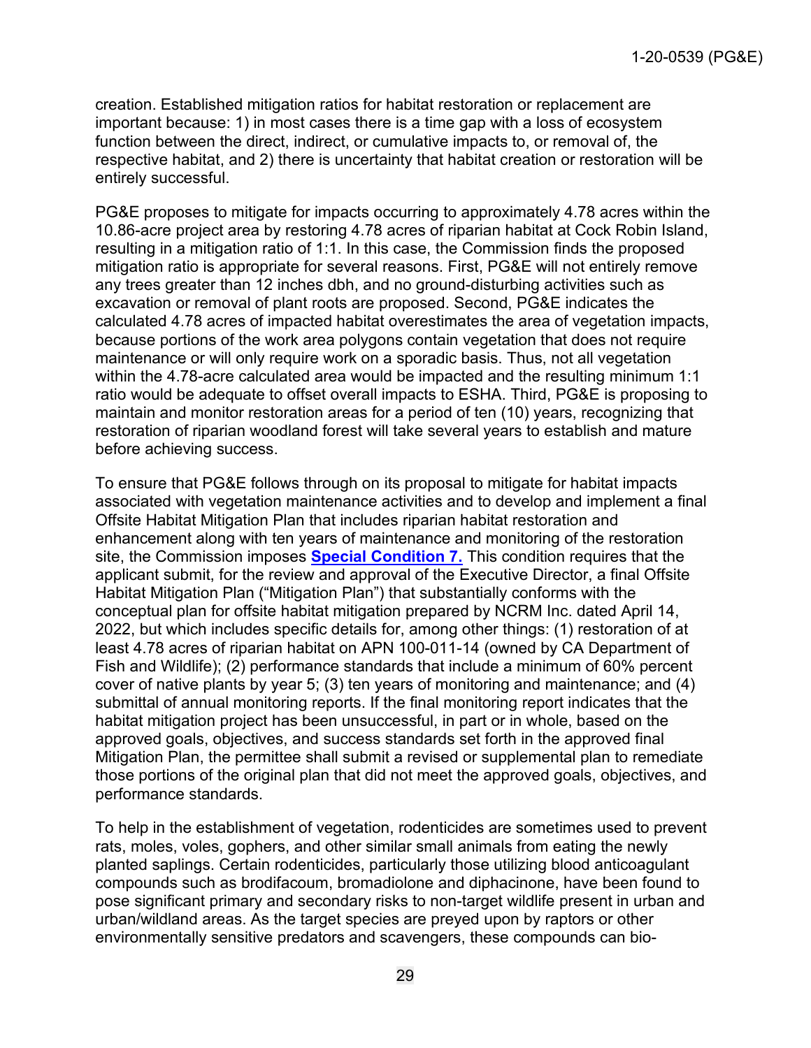creation. Established mitigation ratios for habitat restoration or replacement are important because: 1) in most cases there is a time gap with a loss of ecosystem function between the direct, indirect, or cumulative impacts to, or removal of, the respective habitat, and 2) there is uncertainty that habitat creation or restoration will be entirely successful.

PG&E proposes to mitigate for impacts occurring to approximately 4.78 acres within the 10.86-acre project area by restoring 4.78 acres of riparian habitat at Cock Robin Island, resulting in a mitigation ratio of 1:1. In this case, the Commission finds the proposed mitigation ratio is appropriate for several reasons. First, PG&E will not entirely remove any trees greater than 12 inches dbh, and no ground-disturbing activities such as excavation or removal of plant roots are proposed. Second, PG&E indicates the calculated 4.78 acres of impacted habitat overestimates the area of vegetation impacts, because portions of the work area polygons contain vegetation that does not require maintenance or will only require work on a sporadic basis. Thus, not all vegetation within the 4.78-acre calculated area would be impacted and the resulting minimum 1:1 ratio would be adequate to offset overall impacts to ESHA. Third, PG&E is proposing to maintain and monitor restoration areas for a period of ten (10) years, recognizing that restoration of riparian woodland forest will take several years to establish and mature before achieving success.

To ensure that PG&E follows through on its proposal to mitigate for habitat impacts associated with vegetation maintenance activities and to develop and implement a final Offsite Habitat Mitigation Plan that includes riparian habitat restoration and enhancement along with ten years of maintenance and monitoring of the restoration site, the Commission imposes **Special Condition 7.** This condition requires that the applicant submit, for the review and approval of the Executive Director, a final Offsite Habitat Mitigation Plan ("Mitigation Plan") that substantially conforms with the conceptual plan for offsite habitat mitigation prepared by NCRM Inc. dated April 14, 2022, but which includes specific details for, among other things: (1) restoration of at least 4.78 acres of riparian habitat on APN 100-011-14 (owned by CA Department of Fish and Wildlife); (2) performance standards that include a minimum of 60% percent cover of native plants by year 5; (3) ten years of monitoring and maintenance; and (4) submittal of annual monitoring reports. If the final monitoring report indicates that the habitat mitigation project has been unsuccessful, in part or in whole, based on the approved goals, objectives, and success standards set forth in the approved final Mitigation Plan, the permittee shall submit a revised or supplemental plan to remediate those portions of the original plan that did not meet the approved goals, objectives, and performance standards.

To help in the establishment of vegetation, rodenticides are sometimes used to prevent rats, moles, voles, gophers, and other similar small animals from eating the newly planted saplings. Certain rodenticides, particularly those utilizing blood anticoagulant compounds such as brodifacoum, bromadiolone and diphacinone, have been found to pose significant primary and secondary risks to non-target wildlife present in urban and urban/wildland areas. As the target species are preyed upon by raptors or other environmentally sensitive predators and scavengers, these compounds can bio-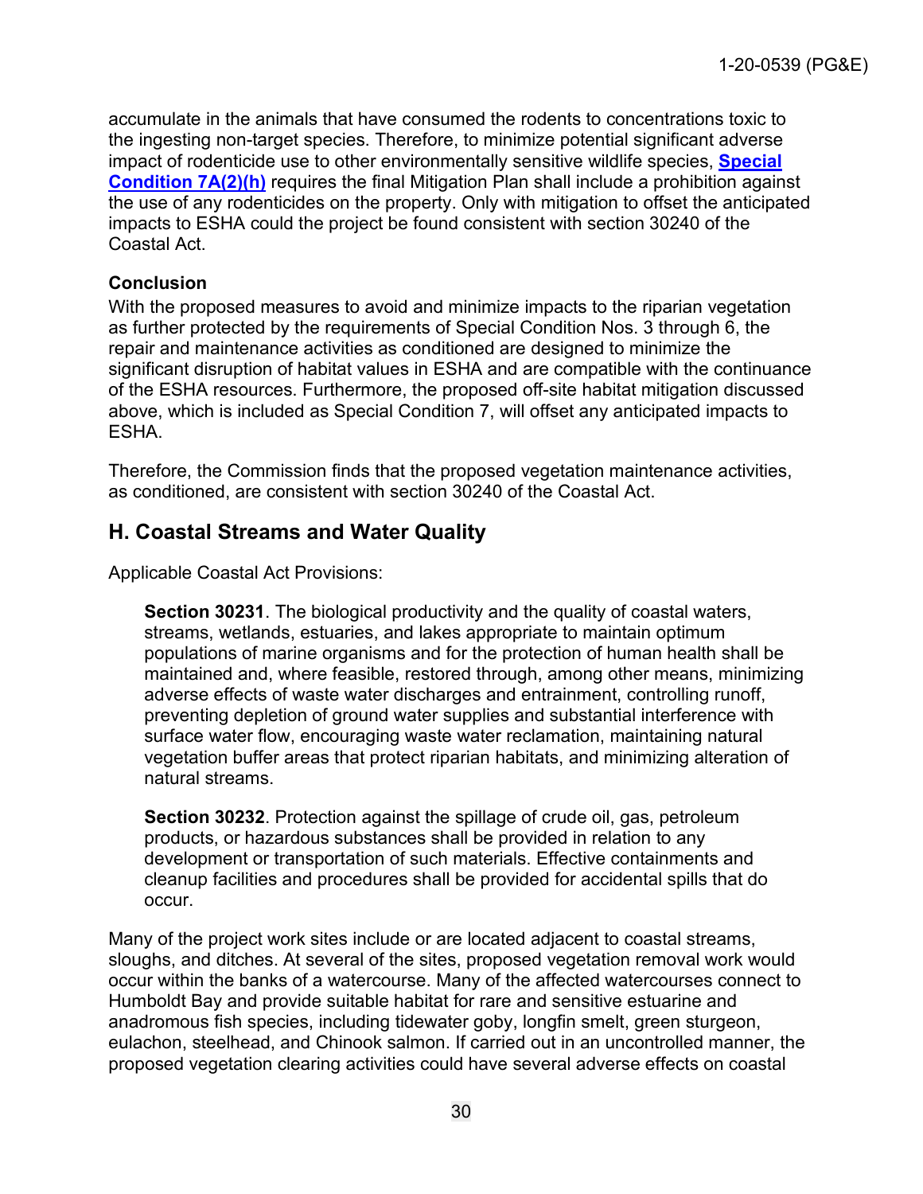accumulate in the animals that have consumed the rodents to concentrations toxic to the ingesting non-target species. Therefore, to minimize potential significant adverse impact of rodenticide use to other environmentally sensitive wildlife species, **Special Condition 7A(2)(h)** requires the final Mitigation Plan shall include a prohibition against the use of any rodenticides on the property. Only with mitigation to offset the anticipated impacts to ESHA could the project be found consistent with section 30240 of the Coastal Act.

**Conclusion**

With the proposed measures to avoid and minimize impacts to the riparian vegetation as further protected by the requirements of Special Condition Nos. 3 through 6, the repair and maintenance activities as conditioned are designed to minimize the significant disruption of habitat values in ESHA and are compatible with the continuance of the ESHA resources. Furthermore, the proposed off-site habitat mitigation discussed above, which is included as Special Condition 7, will offset any anticipated impacts to ESHA.

Therefore, the Commission finds that the proposed vegetation maintenance activities, as conditioned, are consistent with section 30240 of the Coastal Act.

## H. Coastal Streams and Water Quality

Applicable Coastal Act Provisions:

> **Section 30231**. The biological productivity and the quality of coastal waters, streams, wetlands, estuaries, and lakes appropriate to maintain optimum populations of marine organisms and for the protection of human health shall be maintained and, where feasible, restored through, among other means, minimizing adverse effects of waste water discharges and entrainment, controlling runoff, preventing depletion of ground water supplies and substantial interference with surface water flow, encouraging waste water reclamation, maintaining natural vegetation buffer areas that protect riparian habitats, and minimizing alteration of natural streams.
>
> **Section 30232**. Protection against the spillage of crude oil, gas, petroleum products, or hazardous substances shall be provided in relation to any development or transportation of such materials. Effective containments and cleanup facilities and procedures shall be provided for accidental spills that do occur.

Many of the project work sites include or are located adjacent to coastal streams, sloughs, and ditches. At several of the sites, proposed vegetation removal work would occur within the banks of a watercourse. Many of the affected watercourses connect to Humboldt Bay and provide suitable habitat for rare and sensitive estuarine and anadromous fish species, including tidewater goby, longfin smelt, green sturgeon, eulachon, steelhead, and Chinook salmon. If carried out in an uncontrolled manner, the proposed vegetation clearing activities could have several adverse effects on coastal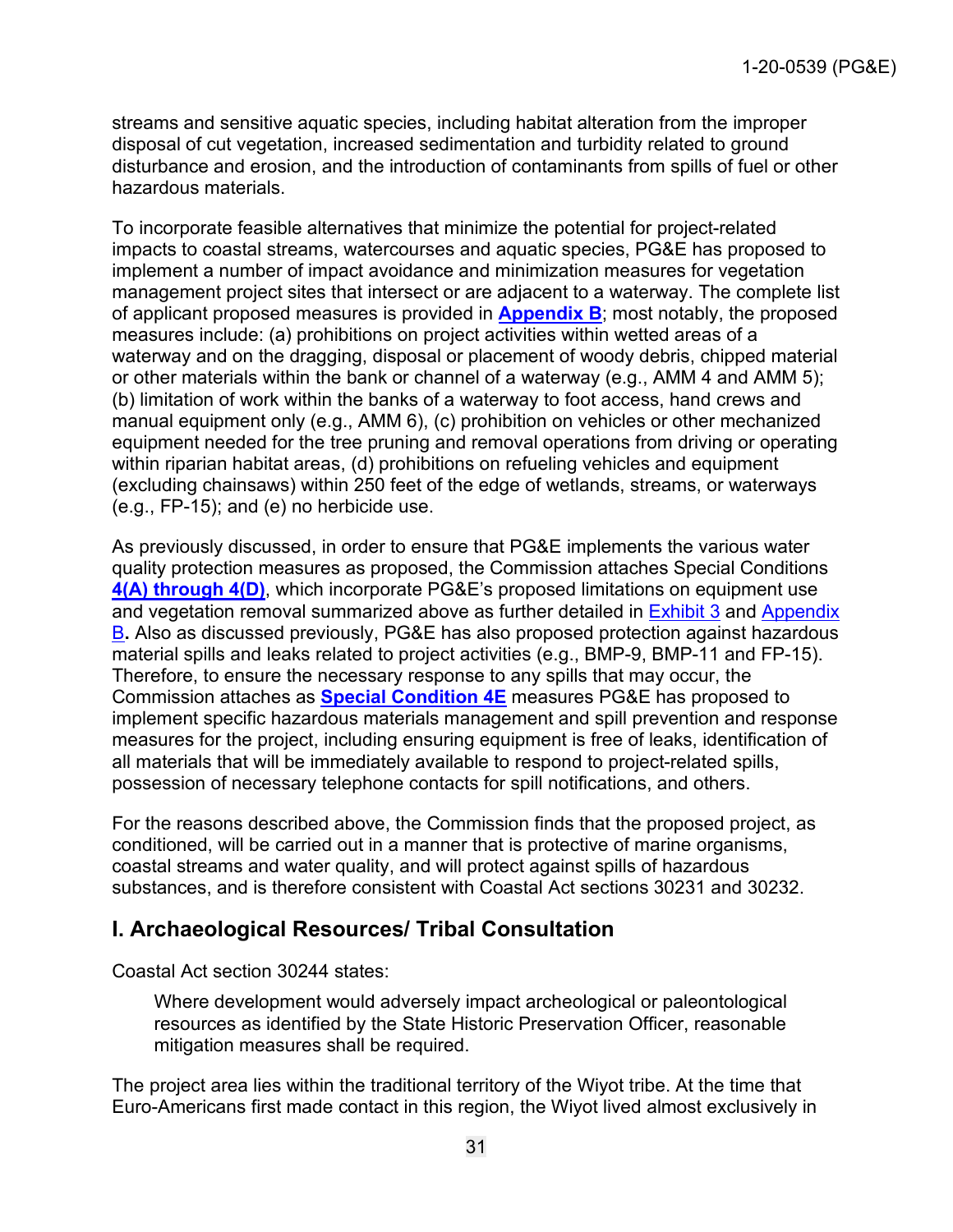streams and sensitive aquatic species, including habitat alteration from the improper disposal of cut vegetation, increased sedimentation and turbidity related to ground disturbance and erosion, and the introduction of contaminants from spills of fuel or other hazardous materials.

To incorporate feasible alternatives that minimize the potential for project-related impacts to coastal streams, watercourses and aquatic species, PG&E has proposed to implement a number of impact avoidance and minimization measures for vegetation management project sites that intersect or are adjacent to a waterway. The complete list of applicant proposed measures is provided in **Appendix B**; most notably, the proposed measures include: (a) prohibitions on project activities within wetted areas of a waterway and on the dragging, disposal or placement of woody debris, chipped material or other materials within the bank or channel of a waterway (e.g., AMM 4 and AMM 5); (b) limitation of work within the banks of a waterway to foot access, hand crews and manual equipment only (e.g., AMM 6), (c) prohibition on vehicles or other mechanized equipment needed for the tree pruning and removal operations from driving or operating within riparian habitat areas, (d) prohibitions on refueling vehicles and equipment (excluding chainsaws) within 250 feet of the edge of wetlands, streams, or waterways (e.g., FP-15); and (e) no herbicide use.

As previously discussed, in order to ensure that PG&E implements the various water quality protection measures as proposed, the Commission attaches Special Conditions **4(A) through 4(D)**, which incorporate PG&E's proposed limitations on equipment use and vegetation removal summarized above as further detailed in Exhibit 3 and Appendix B**.** Also as discussed previously, PG&E has also proposed protection against hazardous material spills and leaks related to project activities (e.g., BMP-9, BMP-11 and FP-15). Therefore, to ensure the necessary response to any spills that may occur, the Commission attaches as **Special Condition 4E** measures PG&E has proposed to implement specific hazardous materials management and spill prevention and response measures for the project, including ensuring equipment is free of leaks, identification of all materials that will be immediately available to respond to project-related spills, possession of necessary telephone contacts for spill notifications, and others.

For the reasons described above, the Commission finds that the proposed project, as conditioned, will be carried out in a manner that is protective of marine organisms, coastal streams and water quality, and will protect against spills of hazardous substances, and is therefore consistent with Coastal Act sections 30231 and 30232.

## I. Archaeological Resources/ Tribal Consultation

Coastal Act section 30244 states:

> Where development would adversely impact archeological or paleontological resources as identified by the State Historic Preservation Officer, reasonable mitigation measures shall be required.

The project area lies within the traditional territory of the Wiyot tribe. At the time that Euro-Americans first made contact in this region, the Wiyot lived almost exclusively in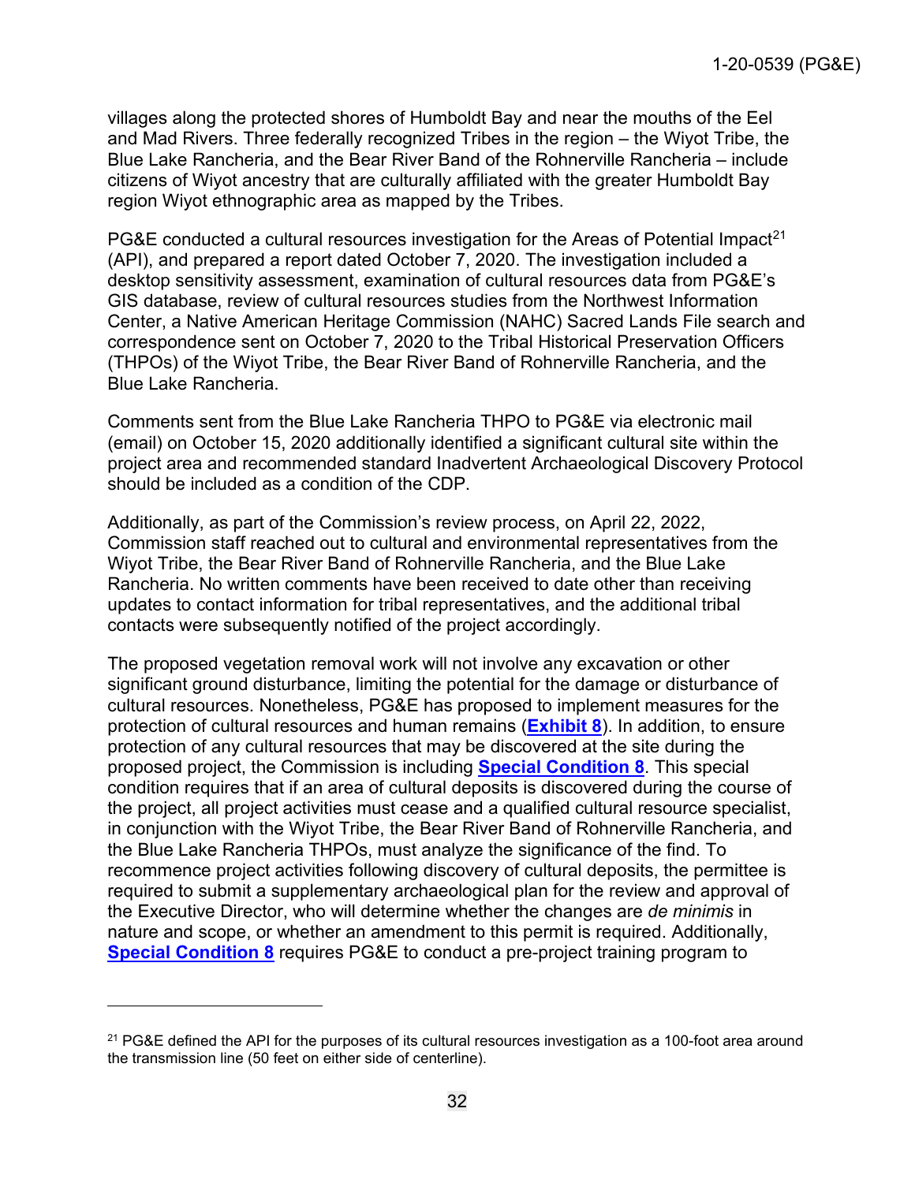villages along the protected shores of Humboldt Bay and near the mouths of the Eel and Mad Rivers. Three federally recognized Tribes in the region – the Wiyot Tribe, the Blue Lake Rancheria, and the Bear River Band of the Rohnerville Rancheria – include citizens of Wiyot ancestry that are culturally affiliated with the greater Humboldt Bay region Wiyot ethnographic area as mapped by the Tribes.

PG&E conducted a cultural resources investigation for the Areas of Potential Impact[21] (API), and prepared a report dated October 7, 2020. The investigation included a desktop sensitivity assessment, examination of cultural resources data from PG&E's GIS database, review of cultural resources studies from the Northwest Information Center, a Native American Heritage Commission (NAHC) Sacred Lands File search and correspondence sent on October 7, 2020 to the Tribal Historical Preservation Officers (THPOs) of the Wiyot Tribe, the Bear River Band of Rohnerville Rancheria, and the Blue Lake Rancheria.

Comments sent from the Blue Lake Rancheria THPO to PG&E via electronic mail (email) on October 15, 2020 additionally identified a significant cultural site within the project area and recommended standard Inadvertent Archaeological Discovery Protocol should be included as a condition of the CDP.

Additionally, as part of the Commission's review process, on April 22, 2022, Commission staff reached out to cultural and environmental representatives from the Wiyot Tribe, the Bear River Band of Rohnerville Rancheria, and the Blue Lake Rancheria. No written comments have been received to date other than receiving updates to contact information for tribal representatives, and the additional tribal contacts were subsequently notified of the project accordingly.

The proposed vegetation removal work will not involve any excavation or other significant ground disturbance, limiting the potential for the damage or disturbance of cultural resources. Nonetheless, PG&E has proposed to implement measures for the protection of cultural resources and human remains (**Exhibit 8**). In addition, to ensure protection of any cultural resources that may be discovered at the site during the proposed project, the Commission is including **Special Condition 8**. This special condition requires that if an area of cultural deposits is discovered during the course of the project, all project activities must cease and a qualified cultural resource specialist, in conjunction with the Wiyot Tribe, the Bear River Band of Rohnerville Rancheria, and the Blue Lake Rancheria THPOs, must analyze the significance of the find. To recommence project activities following discovery of cultural deposits, the permittee is required to submit a supplementary archaeological plan for the review and approval of the Executive Director, who will determine whether the changes are *de minimis* in nature and scope, or whether an amendment to this permit is required. Additionally, **Special Condition 8** requires PG&E to conduct a pre-project training program to

[21] PG&E defined the API for the purposes of its cultural resources investigation as a 100-foot area around the transmission line (50 feet on either side of centerline).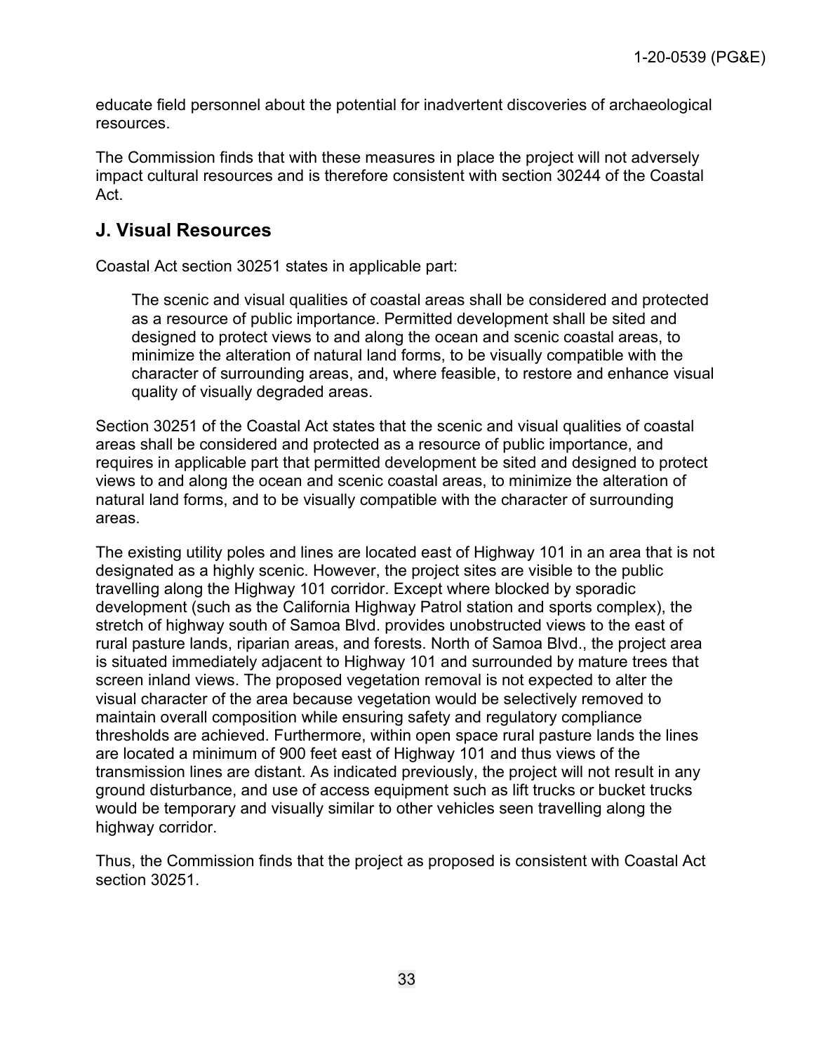educate field personnel about the potential for inadvertent discoveries of archaeological resources.

The Commission finds that with these measures in place the project will not adversely impact cultural resources and is therefore consistent with section 30244 of the Coastal Act.

## J. Visual Resources

Coastal Act section 30251 states in applicable part:

> The scenic and visual qualities of coastal areas shall be considered and protected as a resource of public importance. Permitted development shall be sited and designed to protect views to and along the ocean and scenic coastal areas, to minimize the alteration of natural land forms, to be visually compatible with the character of surrounding areas, and, where feasible, to restore and enhance visual quality of visually degraded areas.

Section 30251 of the Coastal Act states that the scenic and visual qualities of coastal areas shall be considered and protected as a resource of public importance, and requires in applicable part that permitted development be sited and designed to protect views to and along the ocean and scenic coastal areas, to minimize the alteration of natural land forms, and to be visually compatible with the character of surrounding areas.

The existing utility poles and lines are located east of Highway 101 in an area that is not designated as a highly scenic. However, the project sites are visible to the public travelling along the Highway 101 corridor. Except where blocked by sporadic development (such as the California Highway Patrol station and sports complex), the stretch of highway south of Samoa Blvd. provides unobstructed views to the east of rural pasture lands, riparian areas, and forests. North of Samoa Blvd., the project area is situated immediately adjacent to Highway 101 and surrounded by mature trees that screen inland views. The proposed vegetation removal is not expected to alter the visual character of the area because vegetation would be selectively removed to maintain overall composition while ensuring safety and regulatory compliance thresholds are achieved. Furthermore, within open space rural pasture lands the lines are located a minimum of 900 feet east of Highway 101 and thus views of the transmission lines are distant. As indicated previously, the project will not result in any ground disturbance, and use of access equipment such as lift trucks or bucket trucks would be temporary and visually similar to other vehicles seen travelling along the highway corridor.

Thus, the Commission finds that the project as proposed is consistent with Coastal Act section 30251.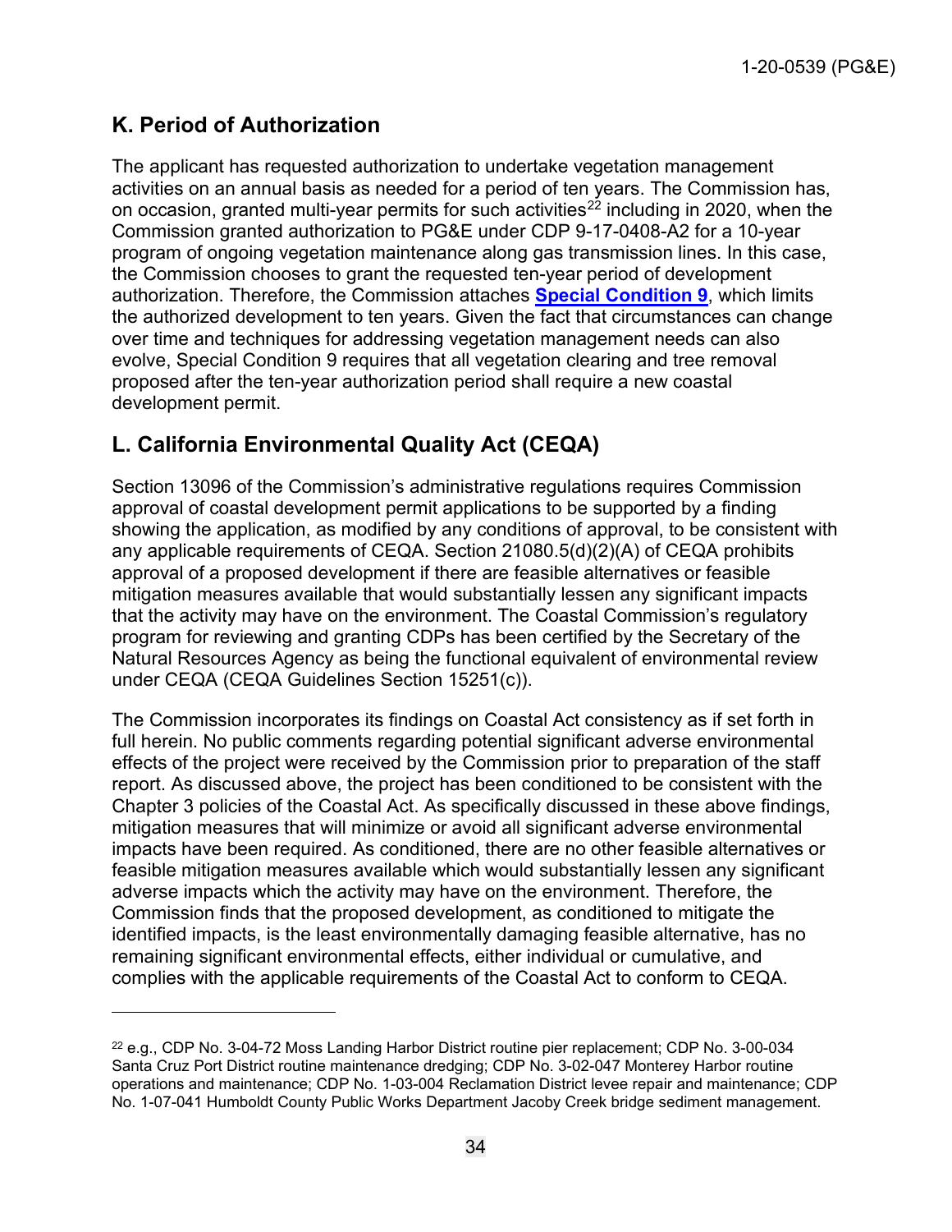## K. Period of Authorization

The applicant has requested authorization to undertake vegetation management activities on an annual basis as needed for a period of ten years. The Commission has, on occasion, granted multi-year permits for such activities[22] including in 2020, when the Commission granted authorization to PG&E under CDP 9-17-0408-A2 for a 10-year program of ongoing vegetation maintenance along gas transmission lines. In this case, the Commission chooses to grant the requested ten-year period of development authorization. Therefore, the Commission attaches **Special Condition 9**, which limits the authorized development to ten years. Given the fact that circumstances can change over time and techniques for addressing vegetation management needs can also evolve, Special Condition 9 requires that all vegetation clearing and tree removal proposed after the ten-year authorization period shall require a new coastal development permit.

## L. California Environmental Quality Act (CEQA)

Section 13096 of the Commission's administrative regulations requires Commission approval of coastal development permit applications to be supported by a finding showing the application, as modified by any conditions of approval, to be consistent with any applicable requirements of CEQA. Section 21080.5(d)(2)(A) of CEQA prohibits approval of a proposed development if there are feasible alternatives or feasible mitigation measures available that would substantially lessen any significant impacts that the activity may have on the environment. The Coastal Commission's regulatory program for reviewing and granting CDPs has been certified by the Secretary of the Natural Resources Agency as being the functional equivalent of environmental review under CEQA (CEQA Guidelines Section 15251(c)).

The Commission incorporates its findings on Coastal Act consistency as if set forth in full herein. No public comments regarding potential significant adverse environmental effects of the project were received by the Commission prior to preparation of the staff report. As discussed above, the project has been conditioned to be consistent with the Chapter 3 policies of the Coastal Act. As specifically discussed in these above findings, mitigation measures that will minimize or avoid all significant adverse environmental impacts have been required. As conditioned, there are no other feasible alternatives or feasible mitigation measures available which would substantially lessen any significant adverse impacts which the activity may have on the environment. Therefore, the Commission finds that the proposed development, as conditioned to mitigate the identified impacts, is the least environmentally damaging feasible alternative, has no remaining significant environmental effects, either individual or cumulative, and complies with the applicable requirements of the Coastal Act to conform to CEQA.

---

[22] e.g., CDP No. 3-04-72 Moss Landing Harbor District routine pier replacement; CDP No. 3-00-034 Santa Cruz Port District routine maintenance dredging; CDP No. 3-02-047 Monterey Harbor routine operations and maintenance; CDP No. 1-03-004 Reclamation District levee repair and maintenance; CDP No. 1-07-041 Humboldt County Public Works Department Jacoby Creek bridge sediment management.